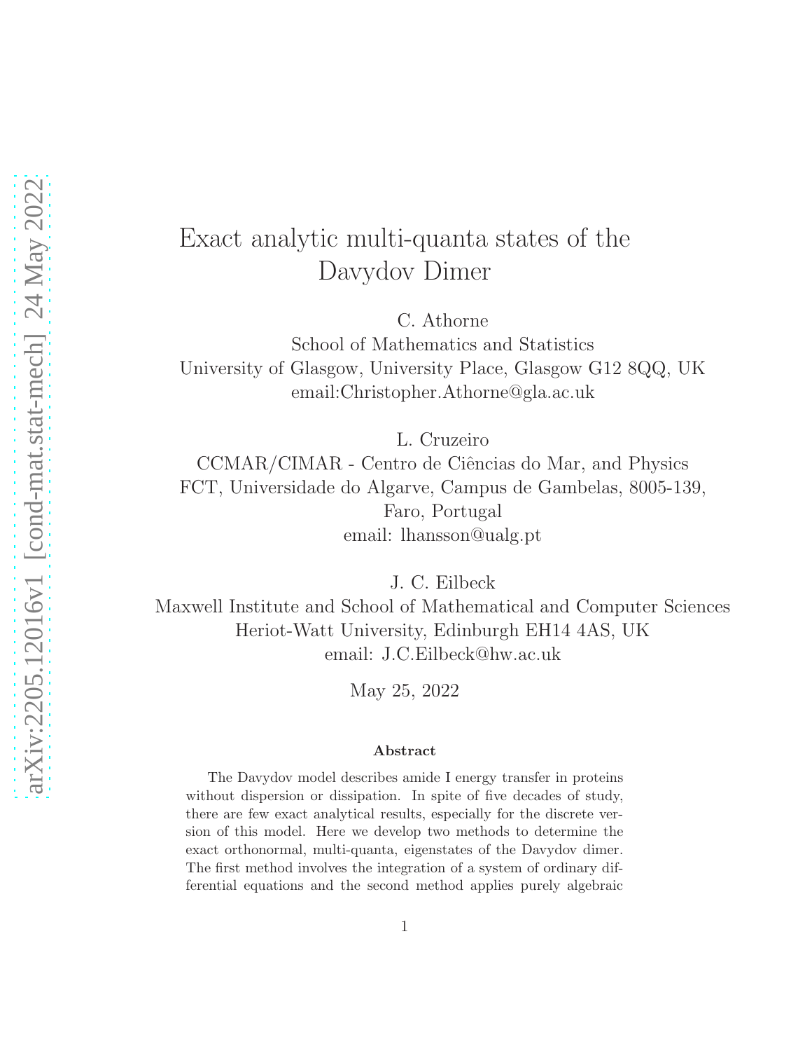# Exact analytic multi-quanta states of the Davydov Dimer

C. Athorne
School of Mathematics and Statistics
University of Glasgow, University Place, Glasgow G12 8QQ, UK
email:Christopher.Athorne@gla.ac.uk

L. Cruzeiro
CCMAR/CIMAR - Centro de Ciências do Mar, and Physics
FCT, Universidade do Algarve, Campus de Gambelas, 8005-139, Faro, Portugal
email: lhansson@ualg.pt

J. C. Eilbeck
Maxwell Institute and School of Mathematical and Computer Sciences
Heriot-Watt University, Edinburgh EH14 4AS, UK
email: J.C.Eilbeck@hw.ac.uk

May 25, 2022

### Abstract

The Davydov model describes amide I energy transfer in proteins without dispersion or dissipation. In spite of five decades of study, there are few exact analytical results, especially for the discrete version of this model. Here we develop two methods to determine the exact orthonormal, multi-quanta, eigenstates of the Davydov dimer. The first method involves the integration of a system of ordinary differential equations and the second method applies purely algebraic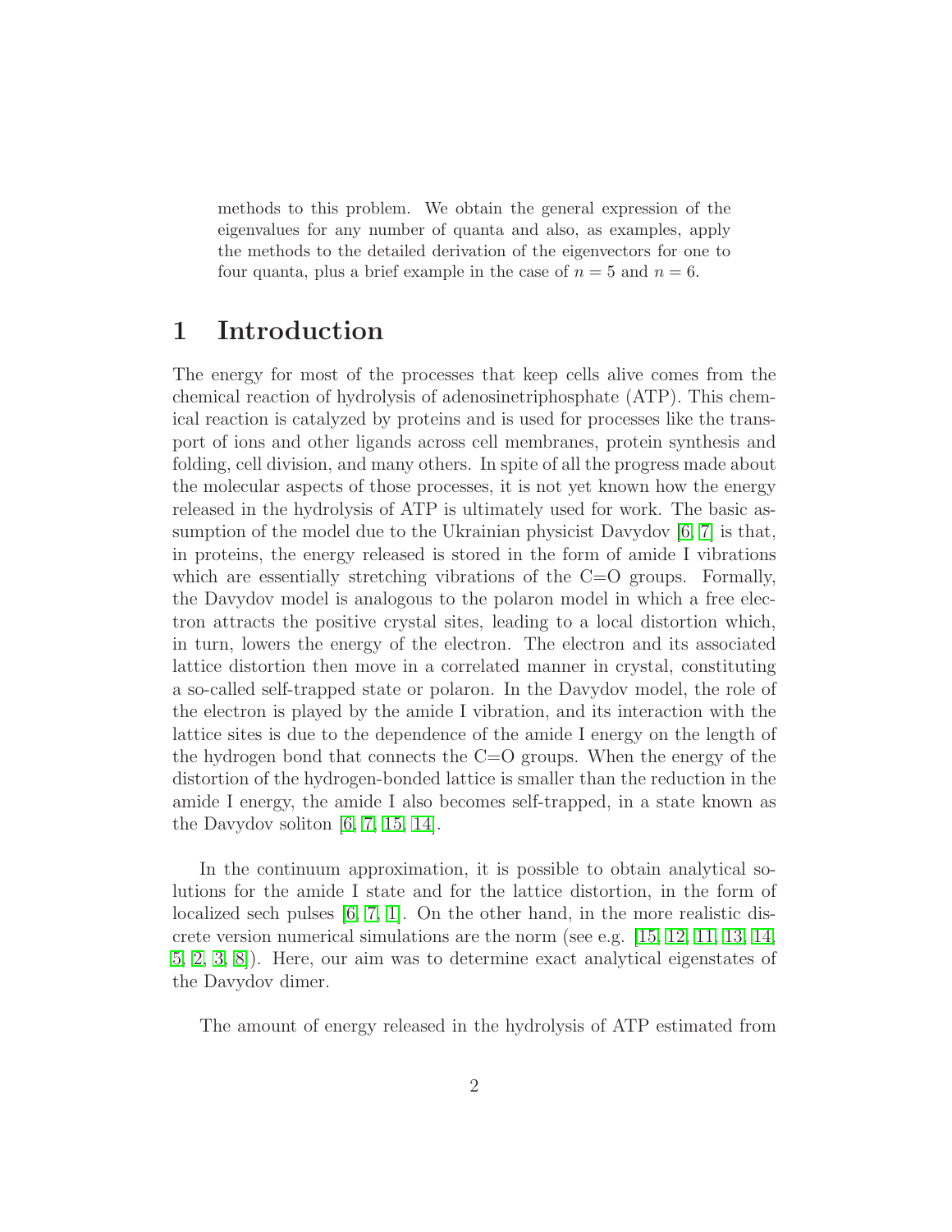methods to this problem. We obtain the general expression of the eigenvalues for any number of quanta and also, as examples, apply the methods to the detailed derivation of the eigenvectors for one to four quanta, plus a brief example in the case of $n = 5$ and $n = 6$.

# 1 Introduction

The energy for most of the processes that keep cells alive comes from the chemical reaction of hydrolysis of adenosinetriphosphate (ATP). This chemical reaction is catalyzed by proteins and is used for processes like the transport of ions and other ligands across cell membranes, protein synthesis and folding, cell division, and many others. In spite of all the progress made about the molecular aspects of those processes, it is not yet known how the energy released in the hydrolysis of ATP is ultimately used for work. The basic assumption of the model due to the Ukrainian physicist Davydov [6, 7] is that, in proteins, the energy released is stored in the form of amide I vibrations which are essentially stretching vibrations of the C=O groups. Formally, the Davydov model is analogous to the polaron model in which a free electron attracts the positive crystal sites, leading to a local distortion which, in turn, lowers the energy of the electron. The electron and its associated lattice distortion then move in a correlated manner in crystal, constituting a so-called self-trapped state or polaron. In the Davydov model, the role of the electron is played by the amide I vibration, and its interaction with the lattice sites is due to the dependence of the amide I energy on the length of the hydrogen bond that connects the C=O groups. When the energy of the distortion of the hydrogen-bonded lattice is smaller than the reduction in the amide I energy, the amide I also becomes self-trapped, in a state known as the Davydov soliton [6, 7, 15, 14].

In the continuum approximation, it is possible to obtain analytical solutions for the amide I state and for the lattice distortion, in the form of localized sech pulses [6, 7, 1]. On the other hand, in the more realistic discrete version numerical simulations are the norm (see e.g. [15, 12, 11, 13, 14, 5, 2, 3, 8]). Here, our aim was to determine exact analytical eigenstates of the Davydov dimer.

The amount of energy released in the hydrolysis of ATP estimated from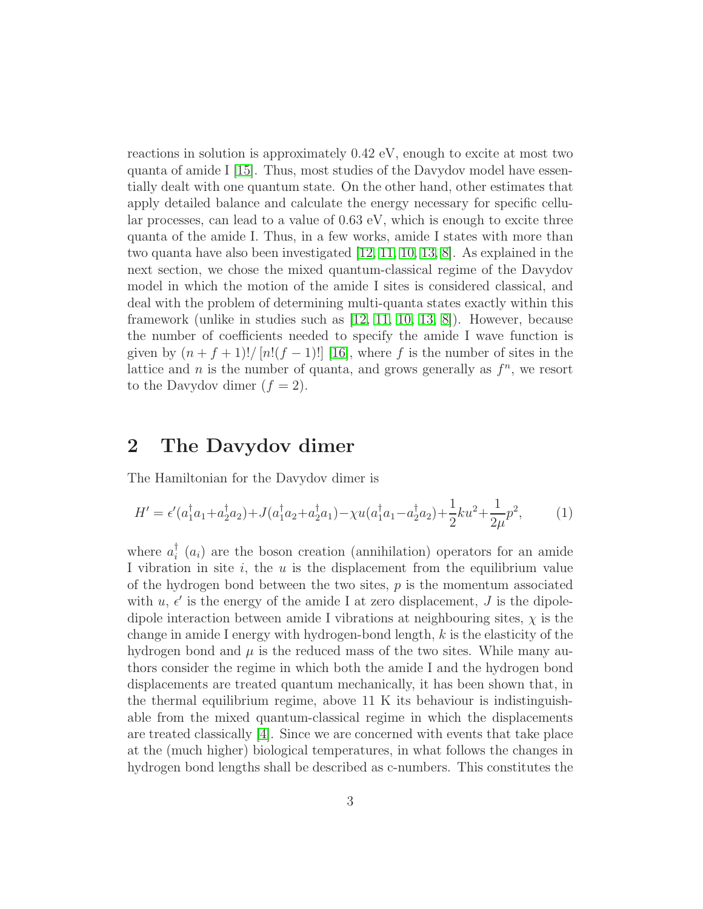reactions in solution is approximately 0.42 eV, enough to excite at most two quanta of amide I [15]. Thus, most studies of the Davydov model have essentially dealt with one quantum state. On the other hand, other estimates that apply detailed balance and calculate the energy necessary for specific cellular processes, can lead to a value of 0.63 eV, which is enough to excite three quanta of the amide I. Thus, in a few works, amide I states with more than two quanta have also been investigated [12, 11, 10, 13, 8]. As explained in the next section, we chose the mixed quantum-classical regime of the Davydov model in which the motion of the amide I sites is considered classical, and deal with the problem of determining multi-quanta states exactly within this framework (unlike in studies such as [12, 11, 10, 13, 8]). However, because the number of coefficients needed to specify the amide I wave function is given by $(n+f+1)!/[n!(f-1)!]$ [16], where $f$ is the number of sites in the lattice and $n$ is the number of quanta, and grows generally as $f^n$, we resort to the Davydov dimer ($f=2$).

## 2 The Davydov dimer

The Hamiltonian for the Davydov dimer is

$$H' = \epsilon'(a_1^\dagger a_1 + a_2^\dagger a_2) + J(a_1^\dagger a_2 + a_2^\dagger a_1) - \chi u(a_1^\dagger a_1 - a_2^\dagger a_2) + \frac{1}{2}ku^2 + \frac{1}{2\mu}p^2, \tag{1}$$

where $a_i^\dagger$ ($a_i$) are the boson creation (annihilation) operators for an amide I vibration in site $i$, the $u$ is the displacement from the equilibrium value of the hydrogen bond between the two sites, $p$ is the momentum associated with $u$, $\epsilon'$ is the energy of the amide I at zero displacement, $J$ is the dipole-dipole interaction between amide I vibrations at neighbouring sites, $\chi$ is the change in amide I energy with hydrogen-bond length, $k$ is the elasticity of the hydrogen bond and $\mu$ is the reduced mass of the two sites. While many authors consider the regime in which both the amide I and the hydrogen bond displacements are treated quantum mechanically, it has been shown that, in the thermal equilibrium regime, above 11 K its behaviour is indistinguishable from the mixed quantum-classical regime in which the displacements are treated classically [4]. Since we are concerned with events that take place at the (much higher) biological temperatures, in what follows the changes in hydrogen bond lengths shall be described as c-numbers. This constitutes the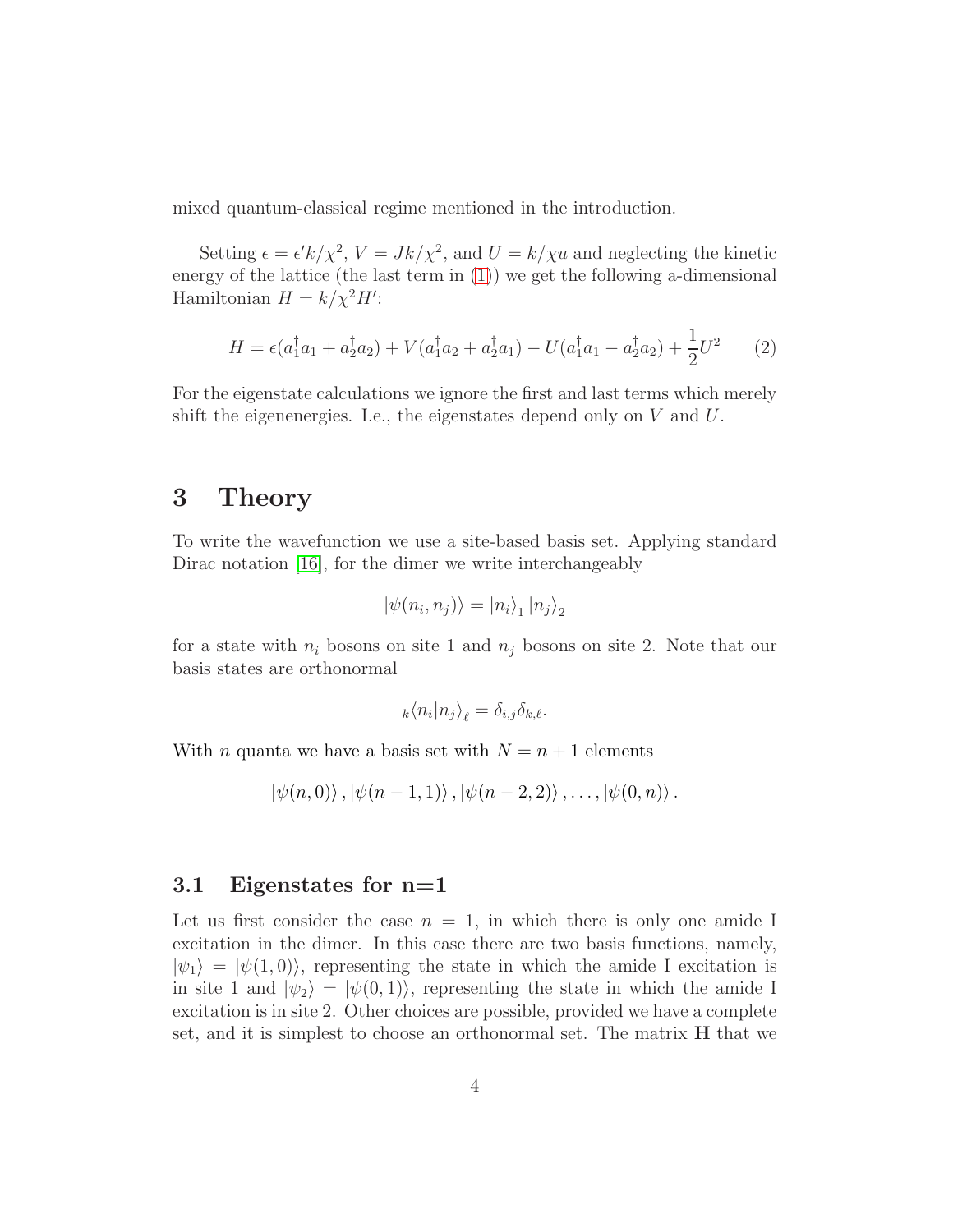mixed quantum-classical regime mentioned in the introduction.

Setting $\epsilon = \epsilon' k/\chi^2$, $V = Jk/\chi^2$, and $U = k/\chi u$ and neglecting the kinetic energy of the lattice (the last term in (1)) we get the following a-dimensional Hamiltonian $H = k/\chi^2 H'$:

$$H = \epsilon(a_1^\dagger a_1 + a_2^\dagger a_2) + V(a_1^\dagger a_2 + a_2^\dagger a_1) - U(a_1^\dagger a_1 - a_2^\dagger a_2) + \frac{1}{2}U^2 \qquad (2)$$

For the eigenstate calculations we ignore the first and last terms which merely shift the eigenenergies. I.e., the eigenstates depend only on $V$ and $U$.

# 3 Theory

To write the wavefunction we use a site-based basis set. Applying standard Dirac notation [16], for the dimer we write interchangeably

$$|\psi(n_i, n_j)\rangle = |n_i\rangle_1 |n_j\rangle_2$$

for a state with $n_i$ bosons on site 1 and $n_j$ bosons on site 2. Note that our basis states are orthonormal

$${}_k\langle n_i | n_j \rangle_\ell = \delta_{i,j}\delta_{k,\ell}.$$

With $n$ quanta we have a basis set with $N = n + 1$ elements

$$|\psi(n,0)\rangle, |\psi(n-1,1)\rangle, |\psi(n-2,2)\rangle, \ldots, |\psi(0,n)\rangle.$$

## 3.1 Eigenstates for n=1

Let us first consider the case $n = 1$, in which there is only one amide I excitation in the dimer. In this case there are two basis functions, namely, $|\psi_1\rangle = |\psi(1,0)\rangle$, representing the state in which the amide I excitation is in site 1 and $|\psi_2\rangle = |\psi(0,1)\rangle$, representing the state in which the amide I excitation is in site 2. Other choices are possible, provided we have a complete set, and it is simplest to choose an orthonormal set. The matrix $\mathbf{H}$ that we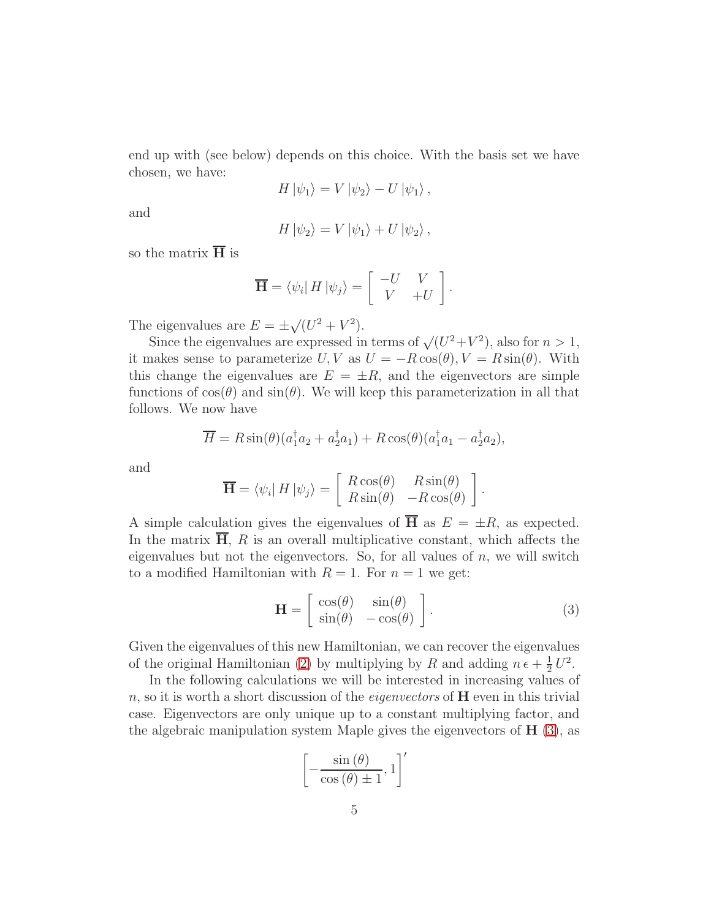end up with (see below) depends on this choice. With the basis set we have chosen, we have:

$$H\left|\psi_1\right\rangle = V\left|\psi_2\right\rangle - U\left|\psi_1\right\rangle,$$

and

$$H\left|\psi_2\right\rangle = V\left|\psi_1\right\rangle + U\left|\psi_2\right\rangle,$$

so the matrix $\overline{\mathbf{H}}$ is

$$\overline{\mathbf{H}} = \left\langle\psi_i\right| H \left|\psi_j\right\rangle = \left[\begin{array}{cc} -U & V \\ V & +U \end{array}\right].$$

The eigenvalues are $E = \pm\sqrt{(U^2+V^2)}$.

Since the eigenvalues are expressed in terms of $\sqrt{(U^2+V^2)}$, also for $n>1$, it makes sense to parameterize $U, V$ as $U = -R\cos(\theta), V = R\sin(\theta)$. With this change the eigenvalues are $E = \pm R$, and the eigenvectors are simple functions of $\cos(\theta)$ and $\sin(\theta)$. We will keep this parameterization in all that follows. We now have

$$\overline{H} = R\sin(\theta)(a_1^\dagger a_2 + a_2^\dagger a_1) + R\cos(\theta)(a_1^\dagger a_1 - a_2^\dagger a_2),$$

and

$$\overline{\mathbf{H}} = \left\langle\psi_i\right| H \left|\psi_j\right\rangle = \left[\begin{array}{cc} R\cos(\theta) & R\sin(\theta) \\ R\sin(\theta) & -R\cos(\theta) \end{array}\right].$$

A simple calculation gives the eigenvalues of $\overline{\mathbf{H}}$ as $E = \pm R$, as expected. In the matrix $\overline{\mathbf{H}}$, $R$ is an overall multiplicative constant, which affects the eigenvalues but not the eigenvectors. So, for all values of $n$, we will switch to a modified Hamiltonian with $R = 1$. For $n = 1$ we get:

$$\mathbf{H} = \left[\begin{array}{cc} \cos(\theta) & \sin(\theta) \\ \sin(\theta) & -\cos(\theta) \end{array}\right]. \tag{3}$$

Given the eigenvalues of this new Hamiltonian, we can recover the eigenvalues of the original Hamiltonian (2) by multiplying by $R$ and adding $n\,\epsilon + \frac{1}{2}\,U^2$.

In the following calculations we will be interested in increasing values of $n$, so it is worth a short discussion of the *eigenvectors* of $\mathbf{H}$ even in this trivial case. Eigenvectors are only unique up to a constant multiplying factor, and the algebraic manipulation system Maple gives the eigenvectors of $\mathbf{H}$ (3), as

$$\left[-\frac{\sin(\theta)}{\cos(\theta)\pm 1}, 1\right]'$$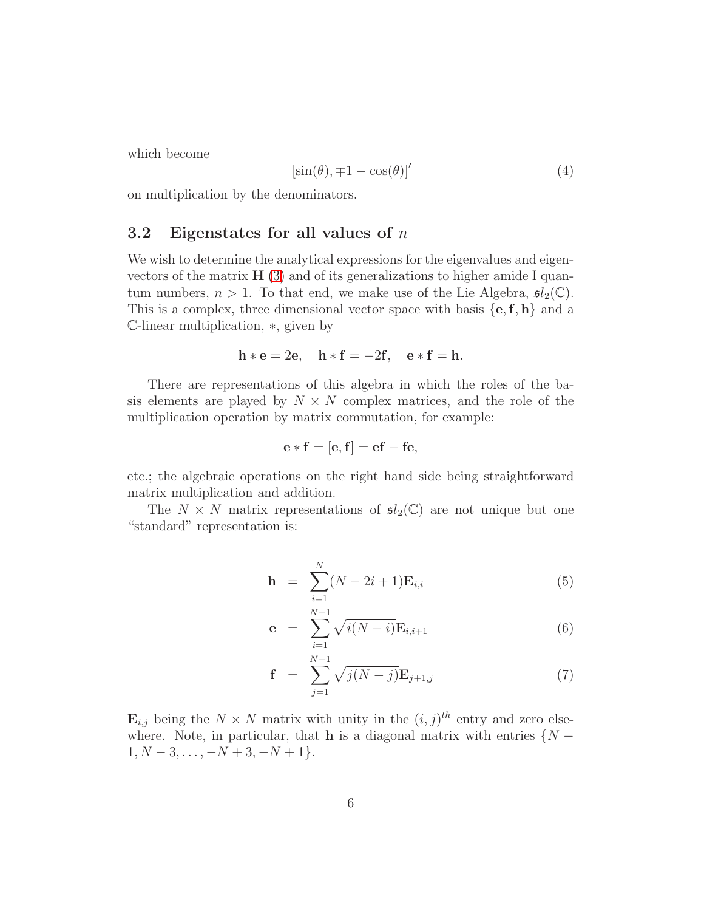which become

$$[\sin(\theta), \mp 1 - \cos(\theta)]' \tag{4}$$

on multiplication by the denominators.

### 3.2 Eigenstates for all values of $n$

We wish to determine the analytical expressions for the eigenvalues and eigenvectors of the matrix $\mathbf{H}$ (3) and of its generalizations to higher amide I quantum numbers, $n > 1$. To that end, we make use of the Lie Algebra, $\mathfrak{sl}_2(\mathbb{C})$. This is a complex, three dimensional vector space with basis $\{\mathbf{e}, \mathbf{f}, \mathbf{h}\}$ and a $\mathbb{C}$-linear multiplication, $*$, given by

$$\mathbf{h} * \mathbf{e} = 2\mathbf{e}, \quad \mathbf{h} * \mathbf{f} = -2\mathbf{f}, \quad \mathbf{e} * \mathbf{f} = \mathbf{h}.$$

There are representations of this algebra in which the roles of the basis elements are played by $N \times N$ complex matrices, and the role of the multiplication operation by matrix commutation, for example:

$$\mathbf{e} * \mathbf{f} = [\mathbf{e}, \mathbf{f}] = \mathbf{ef} - \mathbf{fe},$$

etc.; the algebraic operations on the right hand side being straightforward matrix multiplication and addition.

The $N \times N$ matrix representations of $\mathfrak{sl}_2(\mathbb{C})$ are not unique but one "standard" representation is:

$$\mathbf{h} = \sum_{i=1}^{N} (N - 2i + 1)\mathbf{E}_{i,i} \tag{5}$$

$$\mathbf{e} = \sum_{i=1}^{N-1} \sqrt{i(N-i)}\mathbf{E}_{i,i+1} \tag{6}$$

$$\mathbf{f} = \sum_{j=1}^{N-1} \sqrt{j(N-j)}\mathbf{E}_{j+1,j} \tag{7}$$

$\mathbf{E}_{i,j}$ being the $N \times N$ matrix with unity in the $(i,j)^{th}$ entry and zero elsewhere. Note, in particular, that $\mathbf{h}$ is a diagonal matrix with entries $\{N - 1, N - 3, \ldots, -N + 3, -N + 1\}$.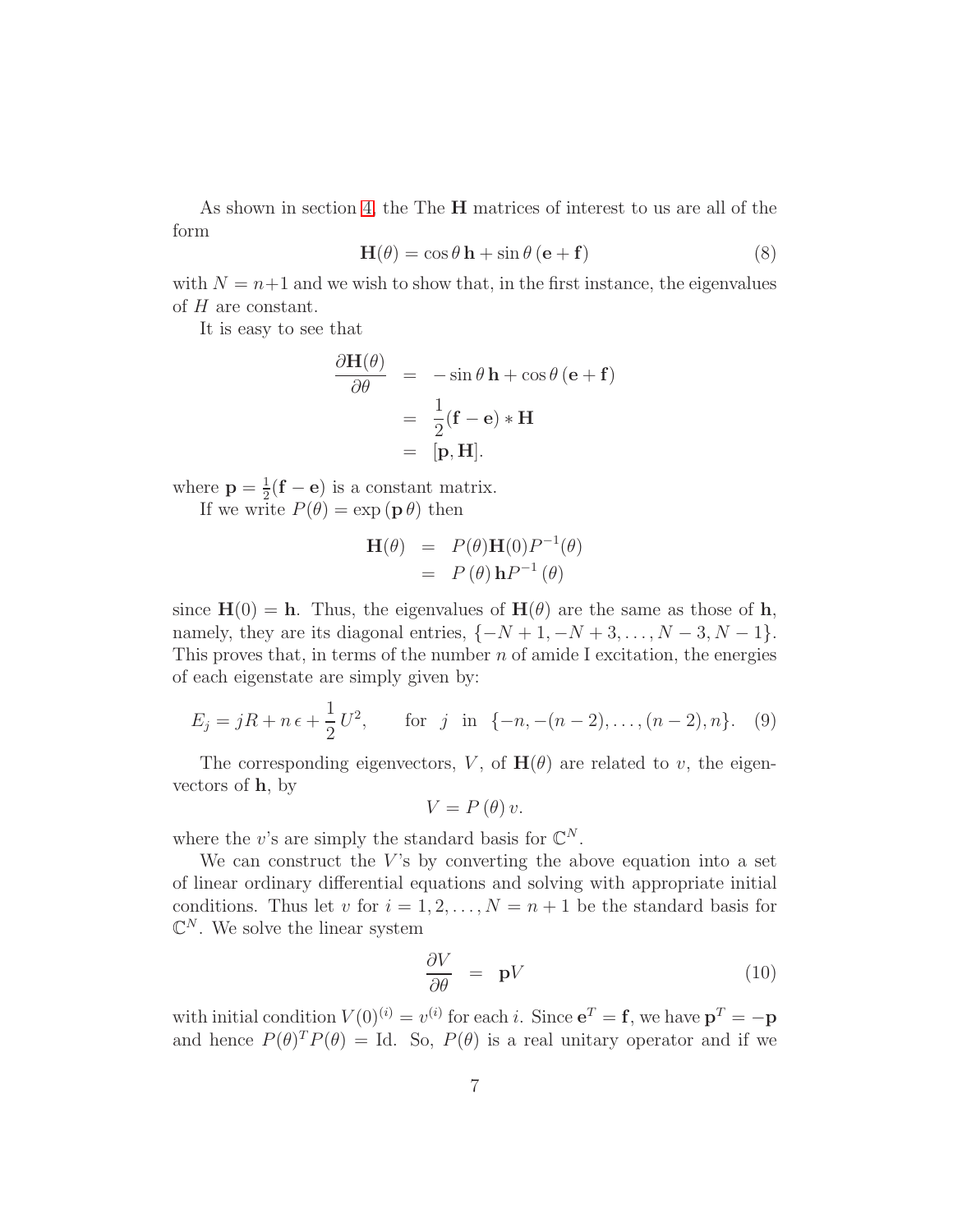As shown in section 4, the The $\mathbf{H}$ matrices of interest to us are all of the form

$$\mathbf{H}(\theta) = \cos\theta\,\mathbf{h} + \sin\theta\,(\mathbf{e}+\mathbf{f}) \tag{8}$$

with $N = n+1$ and we wish to show that, in the first instance, the eigenvalues of $H$ are constant.

It is easy to see that

$$\begin{aligned}
\frac{\partial \mathbf{H}(\theta)}{\partial \theta} &= -\sin\theta\,\mathbf{h} + \cos\theta\,(\mathbf{e}+\mathbf{f}) \\
&= \frac{1}{2}(\mathbf{f}-\mathbf{e}) * \mathbf{H} \\
&= [\mathbf{p}, \mathbf{H}].
\end{aligned}$$

where $\mathbf{p} = \frac{1}{2}(\mathbf{f}-\mathbf{e})$ is a constant matrix.

If we write $P(\theta) = \exp(\mathbf{p}\,\theta)$ then

$$\begin{aligned}
\mathbf{H}(\theta) &= P(\theta)\mathbf{H}(0)P^{-1}(\theta) \\
&= P(\theta)\,\mathbf{h}P^{-1}(\theta)
\end{aligned}$$

since $\mathbf{H}(0) = \mathbf{h}$. Thus, the eigenvalues of $\mathbf{H}(\theta)$ are the same as those of $\mathbf{h}$, namely, they are its diagonal entries, $\{-N+1, -N+3, \ldots, N-3, N-1\}$. This proves that, in terms of the number $n$ of amide I excitation, the energies of each eigenstate are simply given by:

$$E_j = jR + n\,\epsilon + \frac{1}{2}\,U^2, \qquad \text{for} \quad j \quad \text{in} \quad \{-n, -(n-2), \ldots, (n-2), n\}. \tag{9}$$

The corresponding eigenvectors, $V$, of $\mathbf{H}(\theta)$ are related to $v$, the eigenvectors of $\mathbf{h}$, by

$$V = P(\theta)\,v.$$

where the $v$'s are simply the standard basis for $\mathbb{C}^N$.

We can construct the $V$'s by converting the above equation into a set of linear ordinary differential equations and solving with appropriate initial conditions. Thus let $v$ for $i = 1, 2, \ldots, N = n+1$ be the standard basis for $\mathbb{C}^N$. We solve the linear system

$$\frac{\partial V}{\partial \theta} = \mathbf{p}V \tag{10}$$

with initial condition $V(0)^{(i)} = v^{(i)}$ for each $i$. Since $\mathbf{e}^T = \mathbf{f}$, we have $\mathbf{p}^T = -\mathbf{p}$ and hence $P(\theta)^T P(\theta) = \text{Id}$. So, $P(\theta)$ is a real unitary operator and if we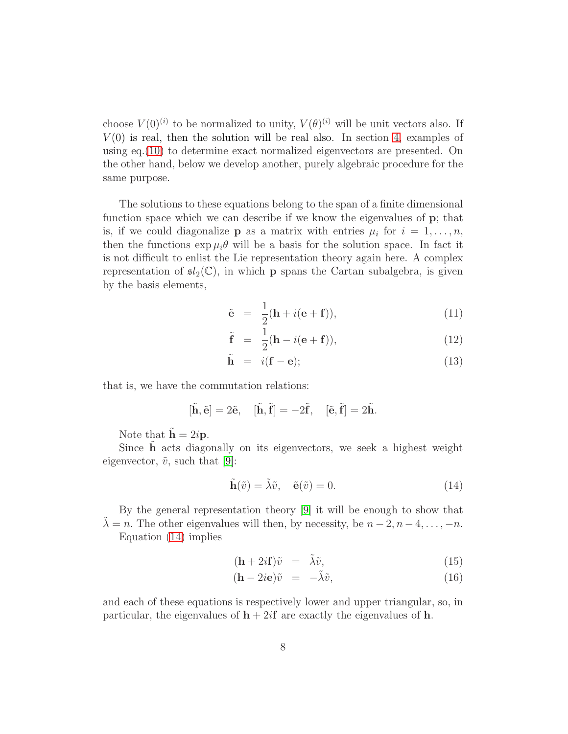choose $V(0)^{(i)}$ to be normalized to unity, $V(\theta)^{(i)}$ will be unit vectors also. If $V(0)$ is real, then the solution will be real also. In section 4, examples of using eq.(10) to determine exact normalized eigenvectors are presented. On the other hand, below we develop another, purely algebraic procedure for the same purpose.

The solutions to these equations belong to the span of a finite dimensional function space which we can describe if we know the eigenvalues of $\mathbf{p}$; that is, if we could diagonalize $\mathbf{p}$ as a matrix with entries $\mu_i$ for $i = 1, \ldots, n$, then the functions $\exp \mu_i \theta$ will be a basis for the solution space. In fact it is not difficult to enlist the Lie representation theory again here. A complex representation of $\mathfrak{sl}_2(\mathbb{C})$, in which $\mathbf{p}$ spans the Cartan subalgebra, is given by the basis elements,

$$\tilde{\mathbf{e}} = \frac{1}{2}(\mathbf{h} + i(\mathbf{e} + \mathbf{f})), \tag{11}$$

$$\tilde{\mathbf{f}} = \frac{1}{2}(\mathbf{h} - i(\mathbf{e} + \mathbf{f})), \tag{12}$$

$$\tilde{\mathbf{h}} = i(\mathbf{f} - \mathbf{e}); \tag{13}$$

that is, we have the commutation relations:

$$[\tilde{\mathbf{h}}, \tilde{\mathbf{e}}] = 2\tilde{\mathbf{e}}, \quad [\tilde{\mathbf{h}}, \tilde{\mathbf{f}}] = -2\tilde{\mathbf{f}}, \quad [\tilde{\mathbf{e}}, \tilde{\mathbf{f}}] = 2\tilde{\mathbf{h}}.$$

Note that $\tilde{\mathbf{h}} = 2i\mathbf{p}$.

Since $\tilde{\mathbf{h}}$ acts diagonally on its eigenvectors, we seek a highest weight eigenvector, $\tilde{v}$, such that [9]:

$$\tilde{\mathbf{h}}(\tilde{v}) = \tilde{\lambda}\tilde{v}, \quad \tilde{\mathbf{e}}(\tilde{v}) = 0. \tag{14}$$

By the general representation theory [9] it will be enough to show that $\tilde{\lambda} = n$. The other eigenvalues will then, by necessity, be $n-2, n-4, \ldots, -n$.

Equation (14) implies

$$(\mathbf{h} + 2i\mathbf{f})\tilde{v} = \tilde{\lambda}\tilde{v}, \tag{15}$$

$$(\mathbf{h} - 2i\mathbf{e})\tilde{v} = -\tilde{\lambda}\tilde{v}, \tag{16}$$

and each of these equations is respectively lower and upper triangular, so, in particular, the eigenvalues of $\mathbf{h} + 2i\mathbf{f}$ are exactly the eigenvalues of $\mathbf{h}$.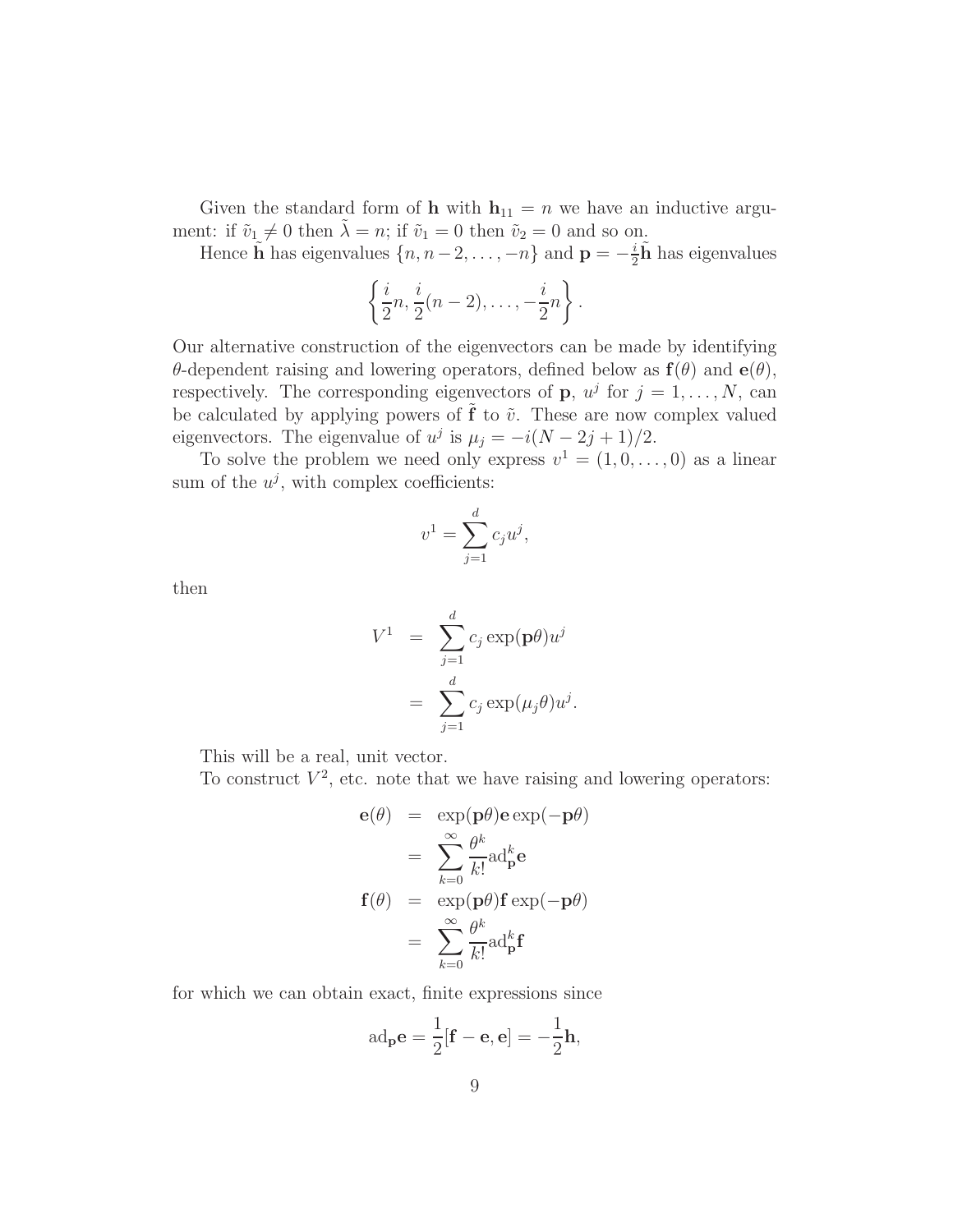Given the standard form of $\mathbf{h}$ with $\mathbf{h}_{11} = n$ we have an inductive argument: if $\tilde{v}_1 \neq 0$ then $\tilde{\lambda} = n$; if $\tilde{v}_1 = 0$ then $\tilde{v}_2 = 0$ and so on.

Hence $\tilde{\mathbf{h}}$ has eigenvalues $\{n, n-2, \ldots, -n\}$ and $\mathbf{p} = -\frac{i}{2}\tilde{\mathbf{h}}$ has eigenvalues

$$\left\{ \frac{i}{2}n, \frac{i}{2}(n-2), \ldots, -\frac{i}{2}n \right\}.$$

Our alternative construction of the eigenvectors can be made by identifying $\theta$-dependent raising and lowering operators, defined below as $\mathbf{f}(\theta)$ and $\mathbf{e}(\theta)$, respectively. The corresponding eigenvectors of $\mathbf{p}$, $u^j$ for $j = 1, \ldots, N$, can be calculated by applying powers of $\tilde{\mathbf{f}}$ to $\tilde{v}$. These are now complex valued eigenvectors. The eigenvalue of $u^j$ is $\mu_j = -i(N - 2j + 1)/2$.

To solve the problem we need only express $v^1 = (1, 0, \ldots, 0)$ as a linear sum of the $u^j$, with complex coefficients:

$$v^1 = \sum_{j=1}^{d} c_j u^j,$$

then

$$\begin{aligned} V^1 &= \sum_{j=1}^{d} c_j \exp(\mathbf{p}\theta) u^j \\ &= \sum_{j=1}^{d} c_j \exp(\mu_j \theta) u^j. \end{aligned}$$

This will be a real, unit vector.

To construct $V^2$, etc. note that we have raising and lowering operators:

$$\begin{aligned} \mathbf{e}(\theta) &= \exp(\mathbf{p}\theta)\mathbf{e}\exp(-\mathbf{p}\theta) \\ &= \sum_{k=0}^{\infty} \frac{\theta^k}{k!} \mathrm{ad}_{\mathbf{p}}^k \mathbf{e} \\ \mathbf{f}(\theta) &= \exp(\mathbf{p}\theta)\mathbf{f}\exp(-\mathbf{p}\theta) \\ &= \sum_{k=0}^{\infty} \frac{\theta^k}{k!} \mathrm{ad}_{\mathbf{p}}^k \mathbf{f} \end{aligned}$$

for which we can obtain exact, finite expressions since

$$\mathrm{ad}_{\mathbf{p}}\mathbf{e} = \frac{1}{2}[\mathbf{f} - \mathbf{e}, \mathbf{e}] = -\frac{1}{2}\mathbf{h},$$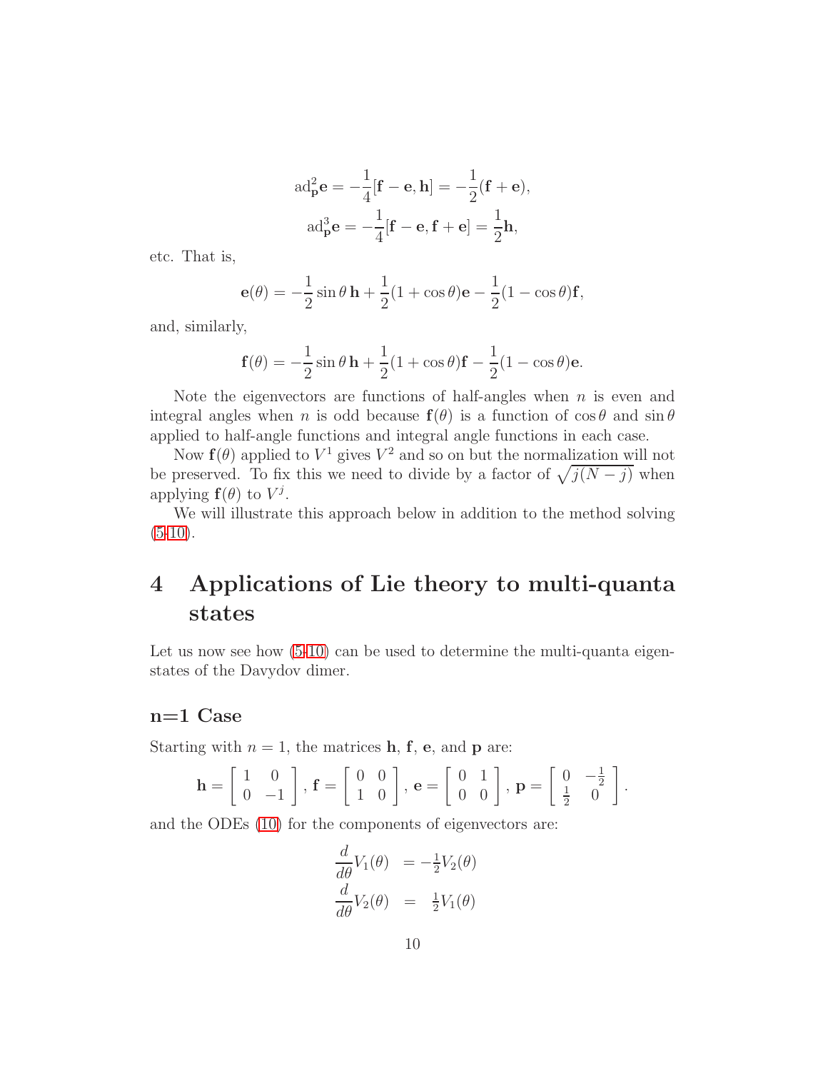$$\mathrm{ad}^2_{\mathbf{p}}\mathbf{e} = -\frac{1}{4}[\mathbf{f}-\mathbf{e},\mathbf{h}] = -\frac{1}{2}(\mathbf{f}+\mathbf{e}),$$

$$\mathrm{ad}^3_{\mathbf{p}}\mathbf{e} = -\frac{1}{4}[\mathbf{f}-\mathbf{e},\mathbf{f}+\mathbf{e}] = \frac{1}{2}\mathbf{h},$$

etc. That is,

$$\mathbf{e}(\theta) = -\frac{1}{2}\sin\theta\,\mathbf{h} + \frac{1}{2}(1+\cos\theta)\mathbf{e} - \frac{1}{2}(1-\cos\theta)\mathbf{f},$$

and, similarly,

$$\mathbf{f}(\theta) = -\frac{1}{2}\sin\theta\,\mathbf{h} + \frac{1}{2}(1+\cos\theta)\mathbf{f} - \frac{1}{2}(1-\cos\theta)\mathbf{e}.$$

Note the eigenvectors are functions of half-angles when $n$ is even and integral angles when $n$ is odd because $\mathbf{f}(\theta)$ is a function of $\cos\theta$ and $\sin\theta$ applied to half-angle functions and integral angle functions in each case.

Now $\mathbf{f}(\theta)$ applied to $V^1$ gives $V^2$ and so on but the normalization will not be preserved. To fix this we need to divide by a factor of $\sqrt{j(N-j)}$ when applying $\mathbf{f}(\theta)$ to $V^j$.

We will illustrate this approach below in addition to the method solving (5-10).

# 4 Applications of Lie theory to multi-quanta states

Let us now see how (5-10) can be used to determine the multi-quanta eigenstates of the Davydov dimer.

### n=1 Case

Starting with $n = 1$, the matrices $\mathbf{h}$, $\mathbf{f}$, $\mathbf{e}$, and $\mathbf{p}$ are:

$$\mathbf{h} = \begin{bmatrix} 1 & 0 \\ 0 & -1 \end{bmatrix}, \mathbf{f} = \begin{bmatrix} 0 & 0 \\ 1 & 0 \end{bmatrix}, \mathbf{e} = \begin{bmatrix} 0 & 1 \\ 0 & 0 \end{bmatrix}, \mathbf{p} = \begin{bmatrix} 0 & -\frac{1}{2} \\ \frac{1}{2} & 0 \end{bmatrix}.$$

and the ODEs (10) for the components of eigenvectors are:

$$\begin{aligned} \frac{d}{d\theta}V_1(\theta) &= -\tfrac{1}{2}V_2(\theta) \\ \frac{d}{d\theta}V_2(\theta) &= \tfrac{1}{2}V_1(\theta) \end{aligned}$$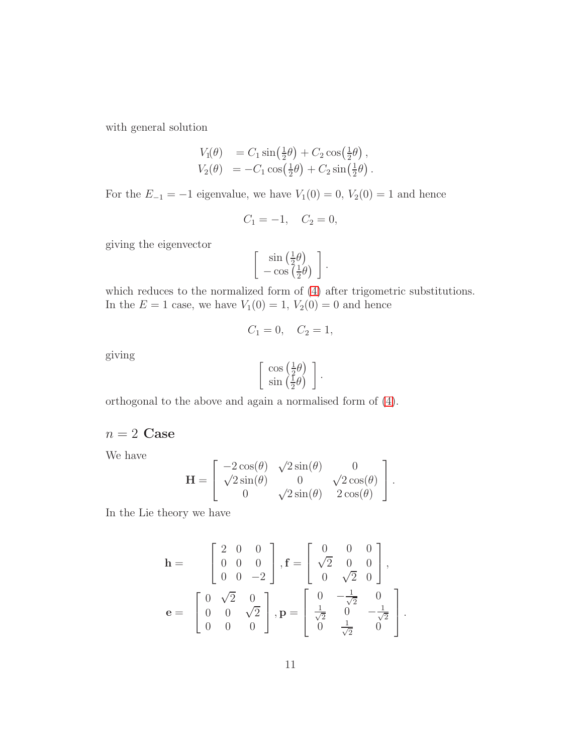with general solution

$$
\begin{aligned}
V_1(\theta) &= C_1 \sin\!\left(\tfrac{1}{2}\theta\right) + C_2 \cos\!\left(\tfrac{1}{2}\theta\right), \\
V_2(\theta) &= -C_1 \cos\!\left(\tfrac{1}{2}\theta\right) + C_2 \sin\!\left(\tfrac{1}{2}\theta\right).
\end{aligned}
$$

For the $E_{-1} = -1$ eigenvalue, we have $V_1(0) = 0$, $V_2(0) = 1$ and hence

$$
C_1 = -1, \quad C_2 = 0,
$$

giving the eigenvector

$$
\left[ \begin{array}{c} \sin\left(\tfrac{1}{2}\theta\right) \\ -\cos\left(\tfrac{1}{2}\theta\right) \end{array} \right].
$$

which reduces to the normalized form of (4) after trigometric substitutions. In the $E = 1$ case, we have $V_1(0) = 1$, $V_2(0) = 0$ and hence

$$
C_1 = 0, \quad C_2 = 1,
$$

giving

$$
\left[ \begin{array}{c} \cos\left(\tfrac{1}{2}\theta\right) \\ \sin\left(\tfrac{1}{2}\theta\right) \end{array} \right].
$$

orthogonal to the above and again a normalised form of (4).

## $n = 2$ Case

We have

$$
\mathbf{H} = \left[ \begin{array}{ccc} -2\cos(\theta) & \sqrt{2}\sin(\theta) & 0 \\ \sqrt{2}\sin(\theta) & 0 & \sqrt{2}\cos(\theta) \\ 0 & \sqrt{2}\sin(\theta) & 2\cos(\theta) \end{array} \right].
$$

In the Lie theory we have

$$
\begin{aligned}
\mathbf{h} = & \left[ \begin{array}{ccc} 2 & 0 & 0 \\ 0 & 0 & 0 \\ 0 & 0 & -2 \end{array} \right], \mathbf{f} = \left[ \begin{array}{ccc} 0 & 0 & 0 \\ \sqrt{2} & 0 & 0 \\ 0 & \sqrt{2} & 0 \end{array} \right], \\
\mathbf{e} = & \left[ \begin{array}{ccc} 0 & \sqrt{2} & 0 \\ 0 & 0 & \sqrt{2} \\ 0 & 0 & 0 \end{array} \right], \mathbf{p} = \left[ \begin{array}{ccc} 0 & -\frac{1}{\sqrt{2}} & 0 \\ \frac{1}{\sqrt{2}} & 0 & -\frac{1}{\sqrt{2}} \\ 0 & \frac{1}{\sqrt{2}} & 0 \end{array} \right].
\end{aligned}
$$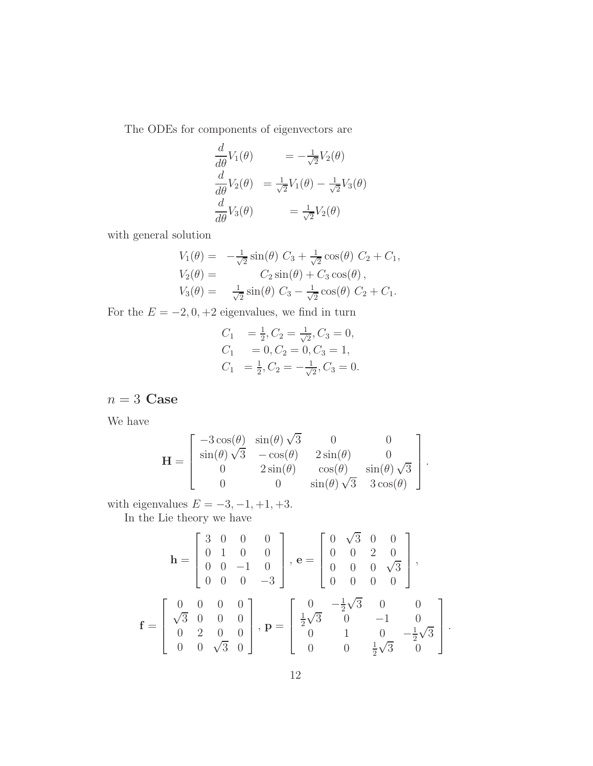The ODEs for components of eigenvectors are

$$
\begin{aligned}
\frac{d}{d\theta}V_1(\theta) &= -\tfrac{1}{\sqrt{2}}V_2(\theta) \\
\frac{d}{d\theta}V_2(\theta) &= \tfrac{1}{\sqrt{2}}V_1(\theta) - \tfrac{1}{\sqrt{2}}V_3(\theta) \\
\frac{d}{d\theta}V_3(\theta) &= \tfrac{1}{\sqrt{2}}V_2(\theta)
\end{aligned}
$$

with general solution

$$
\begin{aligned}
V_1(\theta) &= -\tfrac{1}{\sqrt{2}}\sin(\theta)\ C_3 + \tfrac{1}{\sqrt{2}}\cos(\theta)\ C_2 + C_1, \\
V_2(\theta) &= C_2\sin(\theta) + C_3\cos(\theta), \\
V_3(\theta) &= \tfrac{1}{\sqrt{2}}\sin(\theta)\ C_3 - \tfrac{1}{\sqrt{2}}\cos(\theta)\ C_2 + C_1.
\end{aligned}
$$

For the $E = -2, 0, +2$ eigenvalues, we find in turn

$$
\begin{aligned}
C_1 &= \tfrac{1}{2}, C_2 = \tfrac{1}{\sqrt{2}}, C_3 = 0, \\
C_1 &= 0, C_2 = 0, C_3 = 1, \\
C_1 &= \tfrac{1}{2}, C_2 = -\tfrac{1}{\sqrt{2}}, C_3 = 0.
\end{aligned}
$$

## $n = 3$ Case

We have

$$
\mathbf{H} = \begin{bmatrix} -3\cos(\theta) & \sin(\theta)\sqrt{3} & 0 & 0 \\ \sin(\theta)\sqrt{3} & -\cos(\theta) & 2\sin(\theta) & 0 \\ 0 & 2\sin(\theta) & \cos(\theta) & \sin(\theta)\sqrt{3} \\ 0 & 0 & \sin(\theta)\sqrt{3} & 3\cos(\theta) \end{bmatrix}.
$$

with eigenvalues $E = -3, -1, +1, +3$.

In the Lie theory we have

$$
\mathbf{h} = \begin{bmatrix} 3 & 0 & 0 & 0 \\ 0 & 1 & 0 & 0 \\ 0 & 0 & -1 & 0 \\ 0 & 0 & 0 & -3 \end{bmatrix}, \ \mathbf{e} = \begin{bmatrix} 0 & \sqrt{3} & 0 & 0 \\ 0 & 0 & 2 & 0 \\ 0 & 0 & 0 & \sqrt{3} \\ 0 & 0 & 0 & 0 \end{bmatrix},
$$

$$
\mathbf{f} = \begin{bmatrix} 0 & 0 & 0 & 0 \\ \sqrt{3} & 0 & 0 & 0 \\ 0 & 2 & 0 & 0 \\ 0 & 0 & \sqrt{3} & 0 \end{bmatrix}, \ \mathbf{p} = \begin{bmatrix} 0 & -\frac{1}{2}\sqrt{3} & 0 & 0 \\ \frac{1}{2}\sqrt{3} & 0 & -1 & 0 \\ 0 & 1 & 0 & -\frac{1}{2}\sqrt{3} \\ 0 & 0 & \frac{1}{2}\sqrt{3} & 0 \end{bmatrix}.
$$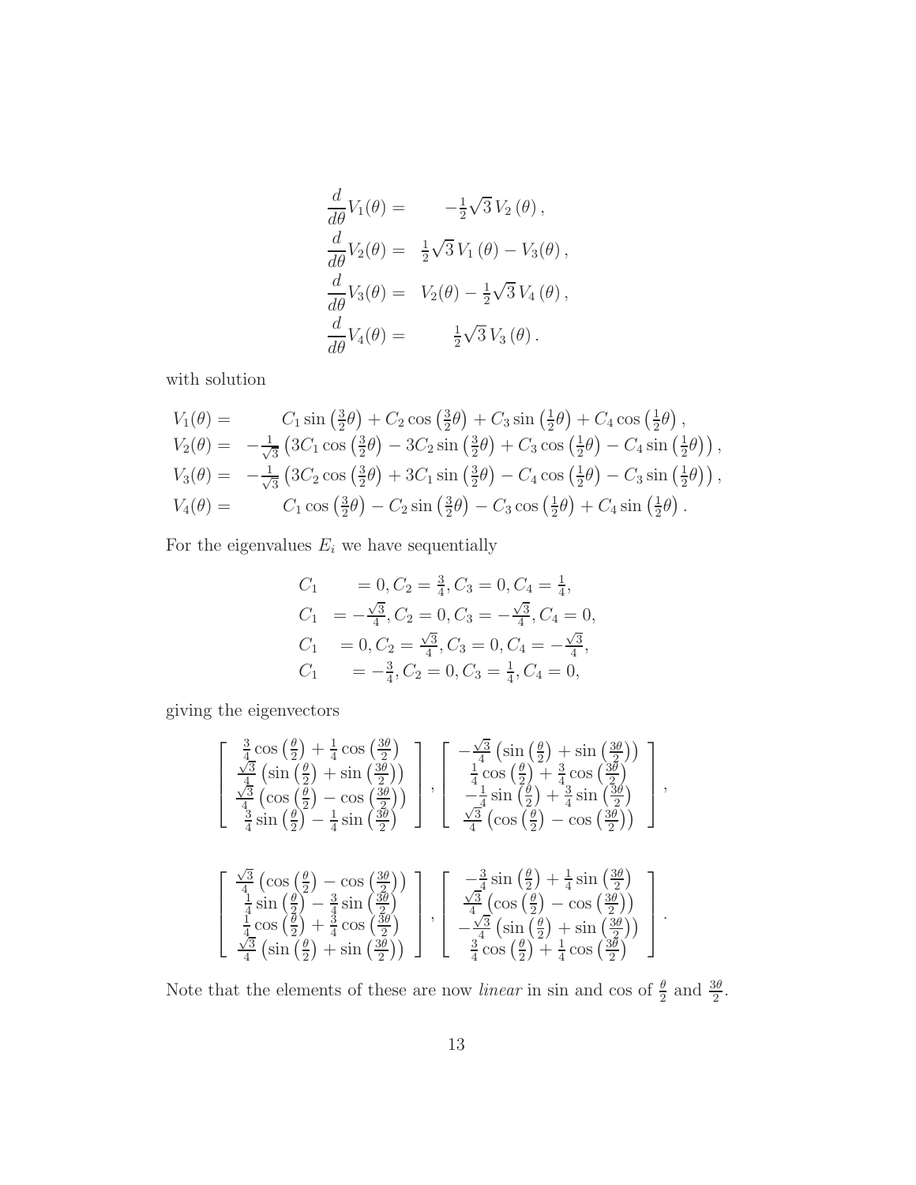$$
\begin{aligned}
\frac{d}{d\theta}V_1(\theta) &= -\tfrac{1}{2}\sqrt{3}\,V_2(\theta)\,, \\
\frac{d}{d\theta}V_2(\theta) &= \tfrac{1}{2}\sqrt{3}\,V_1(\theta) - V_3(\theta)\,, \\
\frac{d}{d\theta}V_3(\theta) &= V_2(\theta) - \tfrac{1}{2}\sqrt{3}\,V_4(\theta)\,, \\
\frac{d}{d\theta}V_4(\theta) &= \tfrac{1}{2}\sqrt{3}\,V_3(\theta)\,.
\end{aligned}
$$

with solution

$$
\begin{aligned}
V_1(\theta) &= C_1 \sin\left(\tfrac{3}{2}\theta\right) + C_2 \cos\left(\tfrac{3}{2}\theta\right) + C_3 \sin\left(\tfrac{1}{2}\theta\right) + C_4 \cos\left(\tfrac{1}{2}\theta\right), \\
V_2(\theta) &= -\tfrac{1}{\sqrt{3}}\left(3C_1 \cos\left(\tfrac{3}{2}\theta\right) - 3C_2 \sin\left(\tfrac{3}{2}\theta\right) + C_3 \cos\left(\tfrac{1}{2}\theta\right) - C_4 \sin\left(\tfrac{1}{2}\theta\right)\right), \\
V_3(\theta) &= -\tfrac{1}{\sqrt{3}}\left(3C_2 \cos\left(\tfrac{3}{2}\theta\right) + 3C_1 \sin\left(\tfrac{3}{2}\theta\right) - C_4 \cos\left(\tfrac{1}{2}\theta\right) - C_3 \sin\left(\tfrac{1}{2}\theta\right)\right), \\
V_4(\theta) &= C_1 \cos\left(\tfrac{3}{2}\theta\right) - C_2 \sin\left(\tfrac{3}{2}\theta\right) - C_3 \cos\left(\tfrac{1}{2}\theta\right) + C_4 \sin\left(\tfrac{1}{2}\theta\right).
\end{aligned}
$$

For the eigenvalues $E_i$ we have sequentially

$$
\begin{aligned}
C_1 &= 0, C_2 = \tfrac{3}{4}, C_3 = 0, C_4 = \tfrac{1}{4}, \\
C_1 &= -\tfrac{\sqrt{3}}{4}, C_2 = 0, C_3 = -\tfrac{\sqrt{3}}{4}, C_4 = 0, \\
C_1 &= 0, C_2 = \tfrac{\sqrt{3}}{4}, C_3 = 0, C_4 = -\tfrac{\sqrt{3}}{4}, \\
C_1 &= -\tfrac{3}{4}, C_2 = 0, C_3 = \tfrac{1}{4}, C_4 = 0,
\end{aligned}
$$

giving the eigenvectors

$$
\begin{bmatrix}
\frac{3}{4}\cos\left(\frac{\theta}{2}\right) + \frac{1}{4}\cos\left(\frac{3\theta}{2}\right) \\
\frac{\sqrt{3}}{4}\left(\sin\left(\frac{\theta}{2}\right) + \sin\left(\frac{3\theta}{2}\right)\right) \\
\frac{\sqrt{3}}{4}\left(\cos\left(\frac{\theta}{2}\right) - \cos\left(\frac{3\theta}{2}\right)\right) \\
\frac{3}{4}\sin\left(\frac{\theta}{2}\right) - \frac{1}{4}\sin\left(\frac{3\theta}{2}\right)
\end{bmatrix},
\begin{bmatrix}
-\frac{\sqrt{3}}{4}\left(\sin\left(\frac{\theta}{2}\right) + \sin\left(\frac{3\theta}{2}\right)\right) \\
\frac{1}{4}\cos\left(\frac{\theta}{2}\right) + \frac{3}{4}\cos\left(\frac{3\theta}{2}\right) \\
-\frac{1}{4}\sin\left(\frac{\theta}{2}\right) + \frac{3}{4}\sin\left(\frac{3\theta}{2}\right) \\
\frac{\sqrt{3}}{4}\left(\cos\left(\frac{\theta}{2}\right) - \cos\left(\frac{3\theta}{2}\right)\right)
\end{bmatrix},
$$

$$
\begin{bmatrix}
\frac{\sqrt{3}}{4}\left(\cos\left(\frac{\theta}{2}\right) - \cos\left(\frac{3\theta}{2}\right)\right) \\
\frac{1}{4}\sin\left(\frac{\theta}{2}\right) - \frac{3}{4}\sin\left(\frac{3\theta}{2}\right) \\
\frac{1}{4}\cos\left(\frac{\theta}{2}\right) + \frac{3}{4}\cos\left(\frac{3\theta}{2}\right) \\
\frac{\sqrt{3}}{4}\left(\sin\left(\frac{\theta}{2}\right) + \sin\left(\frac{3\theta}{2}\right)\right)
\end{bmatrix},
\begin{bmatrix}
-\frac{3}{4}\sin\left(\frac{\theta}{2}\right) + \frac{1}{4}\sin\left(\frac{3\theta}{2}\right) \\
\frac{\sqrt{3}}{4}\left(\cos\left(\frac{\theta}{2}\right) - \cos\left(\frac{3\theta}{2}\right)\right) \\
-\frac{\sqrt{3}}{4}\left(\sin\left(\frac{\theta}{2}\right) + \sin\left(\frac{3\theta}{2}\right)\right) \\
\frac{3}{4}\cos\left(\frac{\theta}{2}\right) + \frac{1}{4}\cos\left(\frac{3\theta}{2}\right)
\end{bmatrix}.
$$

Note that the elements of these are now *linear* in sin and cos of $\frac{\theta}{2}$ and $\frac{3\theta}{2}$.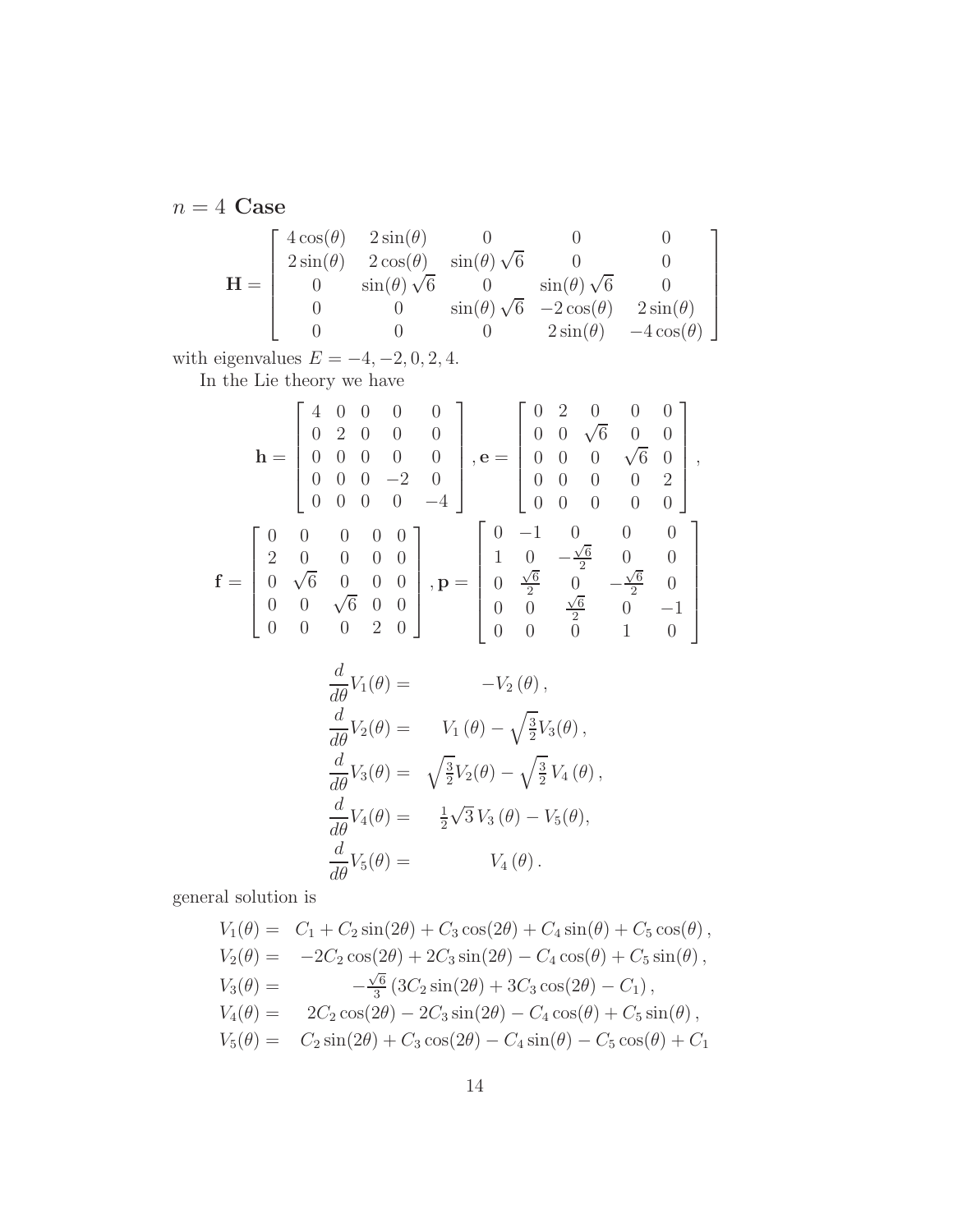## $n = 4$ Case

$$
\mathbf{H} = \begin{bmatrix} 4\cos(\theta) & 2\sin(\theta) & 0 & 0 & 0 \\ 2\sin(\theta) & 2\cos(\theta) & \sin(\theta)\sqrt{6} & 0 & 0 \\ 0 & \sin(\theta)\sqrt{6} & 0 & \sin(\theta)\sqrt{6} & 0 \\ 0 & 0 & \sin(\theta)\sqrt{6} & -2\cos(\theta) & 2\sin(\theta) \\ 0 & 0 & 0 & 2\sin(\theta) & -4\cos(\theta) \end{bmatrix}
$$

with eigenvalues $E = -4, -2, 0, 2, 4$.

In the Lie theory we have

$$
\mathbf{h} = \begin{bmatrix} 4 & 0 & 0 & 0 & 0 \\ 0 & 2 & 0 & 0 & 0 \\ 0 & 0 & 0 & 0 & 0 \\ 0 & 0 & 0 & -2 & 0 \\ 0 & 0 & 0 & 0 & -4 \end{bmatrix}, \mathbf{e} = \begin{bmatrix} 0 & 2 & 0 & 0 & 0 \\ 0 & 0 & \sqrt{6} & 0 & 0 \\ 0 & 0 & 0 & \sqrt{6} & 0 \\ 0 & 0 & 0 & 0 & 2 \\ 0 & 0 & 0 & 0 & 0 \end{bmatrix},
$$

$$
\mathbf{f} = \begin{bmatrix} 0 & 0 & 0 & 0 & 0 \\ 2 & 0 & 0 & 0 & 0 \\ 0 & \sqrt{6} & 0 & 0 & 0 \\ 0 & 0 & \sqrt{6} & 0 & 0 \\ 0 & 0 & 0 & 2 & 0 \end{bmatrix}, \mathbf{p} = \begin{bmatrix} 0 & -1 & 0 & 0 & 0 \\ 1 & 0 & -\frac{\sqrt{6}}{2} & 0 & 0 \\ 0 & \frac{\sqrt{6}}{2} & 0 & -\frac{\sqrt{6}}{2} & 0 \\ 0 & 0 & \frac{\sqrt{6}}{2} & 0 & -1 \\ 0 & 0 & 0 & 1 & 0 \end{bmatrix}
$$

$$
\begin{aligned}
\frac{d}{d\theta}V_1(\theta) &= -V_2(\theta), \\
\frac{d}{d\theta}V_2(\theta) &= V_1(\theta) - \sqrt{\tfrac{3}{2}}V_3(\theta), \\
\frac{d}{d\theta}V_3(\theta) &= \sqrt{\tfrac{3}{2}}V_2(\theta) - \sqrt{\tfrac{3}{2}}V_4(\theta), \\
\frac{d}{d\theta}V_4(\theta) &= \tfrac{1}{2}\sqrt{3}\,V_3(\theta) - V_5(\theta), \\
\frac{d}{d\theta}V_5(\theta) &= V_4(\theta).
\end{aligned}
$$

general solution is

$$
\begin{aligned}
V_1(\theta) &= C_1 + C_2\sin(2\theta) + C_3\cos(2\theta) + C_4\sin(\theta) + C_5\cos(\theta), \\
V_2(\theta) &= -2C_2\cos(2\theta) + 2C_3\sin(2\theta) - C_4\cos(\theta) + C_5\sin(\theta), \\
V_3(\theta) &= -\tfrac{\sqrt{6}}{3}\left(3C_2\sin(2\theta) + 3C_3\cos(2\theta) - C_1\right), \\
V_4(\theta) &= 2C_2\cos(2\theta) - 2C_3\sin(2\theta) - C_4\cos(\theta) + C_5\sin(\theta), \\
V_5(\theta) &= C_2\sin(2\theta) + C_3\cos(2\theta) - C_4\sin(\theta) - C_5\cos(\theta) + C_1
\end{aligned}
$$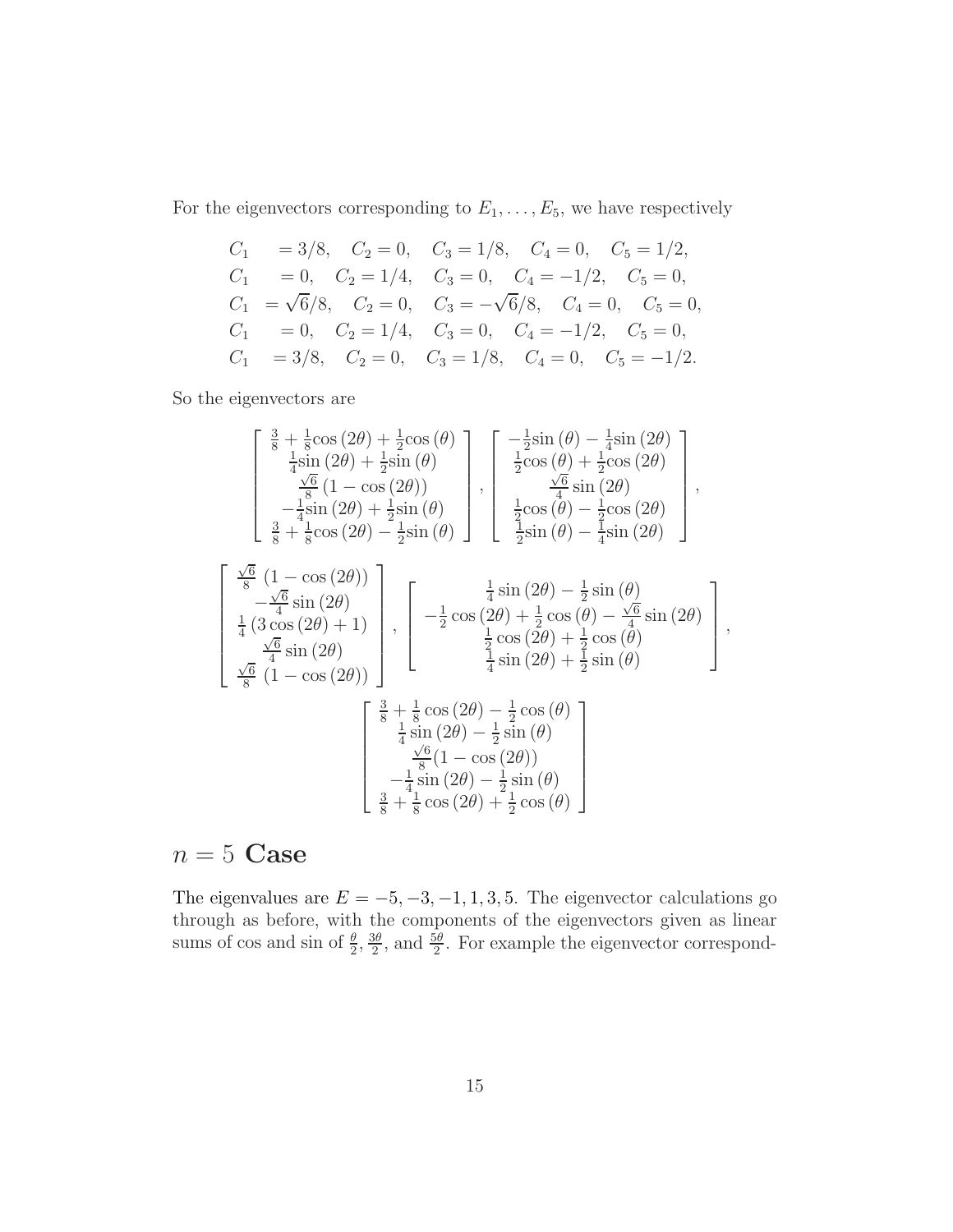For the eigenvectors corresponding to $E_1, \ldots, E_5$, we have respectively

$$
\begin{aligned}
C_1 &= 3/8, \quad C_2 = 0, \quad C_3 = 1/8, \quad C_4 = 0, \quad C_5 = 1/2, \\
C_1 &= 0, \quad C_2 = 1/4, \quad C_3 = 0, \quad C_4 = -1/2, \quad C_5 = 0, \\
C_1 &= \sqrt{6}/8, \quad C_2 = 0, \quad C_3 = -\sqrt{6}/8, \quad C_4 = 0, \quad C_5 = 0, \\
C_1 &= 0, \quad C_2 = 1/4, \quad C_3 = 0, \quad C_4 = -1/2, \quad C_5 = 0, \\
C_1 &= 3/8, \quad C_2 = 0, \quad C_3 = 1/8, \quad C_4 = 0, \quad C_5 = -1/2.
\end{aligned}
$$

So the eigenvectors are

$$
\left[\begin{array}{c}
\frac{3}{8} + \frac{1}{8}\cos(2\theta) + \frac{1}{2}\cos(\theta) \\
\frac{1}{4}\sin(2\theta) + \frac{1}{2}\sin(\theta) \\
\frac{\sqrt{6}}{8}(1 - \cos(2\theta)) \\
-\frac{1}{4}\sin(2\theta) + \frac{1}{2}\sin(\theta) \\
\frac{3}{8} + \frac{1}{8}\cos(2\theta) - \frac{1}{2}\sin(\theta)
\end{array}\right],
\left[\begin{array}{c}
-\frac{1}{2}\sin(\theta) - \frac{1}{4}\sin(2\theta) \\
\frac{1}{2}\cos(\theta) + \frac{1}{2}\cos(2\theta) \\
\frac{\sqrt{6}}{4}\sin(2\theta) \\
\frac{1}{2}\cos(\theta) - \frac{1}{2}\cos(2\theta) \\
\frac{1}{2}\sin(\theta) - \frac{1}{4}\sin(2\theta)
\end{array}\right],
$$

$$
\left[\begin{array}{c}
\frac{\sqrt{6}}{8}\,(1 - \cos(2\theta)) \\
-\frac{\sqrt{6}}{4}\sin(2\theta) \\
\frac{1}{4}(3\cos(2\theta) + 1) \\
\frac{\sqrt{6}}{4}\sin(2\theta) \\
\frac{\sqrt{6}}{8}\,(1 - \cos(2\theta))
\end{array}\right],
\left[\begin{array}{c}
\frac{1}{4}\sin(2\theta) - \frac{1}{2}\sin(\theta) \\
-\frac{1}{2}\cos(2\theta) + \frac{1}{2}\cos(\theta) - \frac{\sqrt{6}}{4}\sin(2\theta) \\
\frac{1}{2}\cos(2\theta) + \frac{1}{2}\cos(\theta) \\
\frac{1}{4}\sin(2\theta) + \frac{1}{2}\sin(\theta)
\end{array}\right],
$$

$$
\left[\begin{array}{c}
\frac{3}{8} + \frac{1}{8}\cos(2\theta) - \frac{1}{2}\cos(\theta) \\
\frac{1}{4}\sin(2\theta) - \frac{1}{2}\sin(\theta) \\
\frac{\sqrt{6}}{8}(1 - \cos(2\theta)) \\
-\frac{1}{4}\sin(2\theta) - \frac{1}{2}\sin(\theta) \\
\frac{3}{8} + \frac{1}{8}\cos(2\theta) + \frac{1}{2}\cos(\theta)
\end{array}\right]
$$

## $n = 5$ Case

The eigenvalues are $E = -5, -3, -1, 1, 3, 5$. The eigenvector calculations go through as before, with the components of the eigenvectors given as linear sums of cos and sin of $\frac{\theta}{2}$, $\frac{3\theta}{2}$, and $\frac{5\theta}{2}$. For example the eigenvector correspond-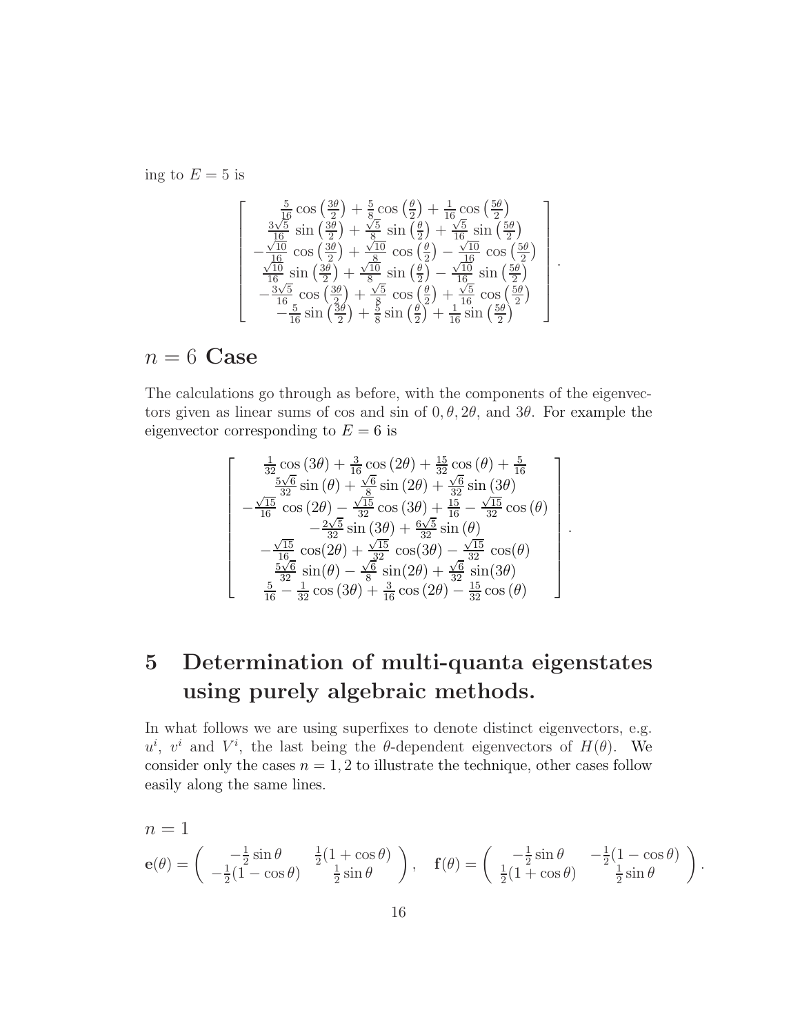ing to $E = 5$ is

$$
\begin{bmatrix}
\frac{5}{16}\cos\left(\frac{3\theta}{2}\right) + \frac{5}{8}\cos\left(\frac{\theta}{2}\right) + \frac{1}{16}\cos\left(\frac{5\theta}{2}\right) \\
\frac{3\sqrt{5}}{16}\sin\left(\frac{3\theta}{2}\right) + \frac{\sqrt{5}}{8}\sin\left(\frac{\theta}{2}\right) + \frac{\sqrt{5}}{16}\sin\left(\frac{5\theta}{2}\right) \\
-\frac{\sqrt{10}}{16}\cos\left(\frac{3\theta}{2}\right) + \frac{\sqrt{10}}{8}\cos\left(\frac{\theta}{2}\right) - \frac{\sqrt{10}}{16}\cos\left(\frac{5\theta}{2}\right) \\
\frac{\sqrt{10}}{16}\sin\left(\frac{3\theta}{2}\right) + \frac{\sqrt{10}}{8}\sin\left(\frac{\theta}{2}\right) - \frac{\sqrt{10}}{16}\sin\left(\frac{5\theta}{2}\right) \\
-\frac{3\sqrt{5}}{16}\cos\left(\frac{3\theta}{2}\right) + \frac{\sqrt{5}}{8}\cos\left(\frac{\theta}{2}\right) + \frac{\sqrt{5}}{16}\cos\left(\frac{5\theta}{2}\right) \\
-\frac{5}{16}\sin\left(\frac{3\theta}{2}\right) + \frac{5}{8}\sin\left(\frac{\theta}{2}\right) + \frac{1}{16}\sin\left(\frac{5\theta}{2}\right)
\end{bmatrix}.
$$

## $n = 6$ Case

The calculations go through as before, with the components of the eigenvectors given as linear sums of cos and sin of $0, \theta, 2\theta$, and $3\theta$. For example the eigenvector corresponding to $E = 6$ is

$$
\begin{bmatrix}
\frac{1}{32}\cos(3\theta) + \frac{3}{16}\cos(2\theta) + \frac{15}{32}\cos(\theta) + \frac{5}{16} \\
\frac{5\sqrt{6}}{32}\sin(\theta) + \frac{\sqrt{6}}{8}\sin(2\theta) + \frac{\sqrt{6}}{32}\sin(3\theta) \\
-\frac{\sqrt{15}}{16}\cos(2\theta) - \frac{\sqrt{15}}{32}\cos(3\theta) + \frac{15}{16} - \frac{\sqrt{15}}{32}\cos(\theta) \\
-\frac{2\sqrt{5}}{32}\sin(3\theta) + \frac{6\sqrt{5}}{32}\sin(\theta) \\
-\frac{\sqrt{15}}{16}\cos(2\theta) + \frac{\sqrt{15}}{32}\cos(3\theta) - \frac{\sqrt{15}}{32}\cos(\theta) \\
\frac{5\sqrt{6}}{32}\sin(\theta) - \frac{\sqrt{6}}{8}\sin(2\theta) + \frac{\sqrt{6}}{32}\sin(3\theta) \\
\frac{5}{16} - \frac{1}{32}\cos(3\theta) + \frac{3}{16}\cos(2\theta) - \frac{15}{32}\cos(\theta)
\end{bmatrix}.
$$

# 5 Determination of multi-quanta eigenstates using purely algebraic methods.

In what follows we are using superfixes to denote distinct eigenvectors, e.g. $u^i$, $v^i$ and $V^i$, the last being the $\theta$-dependent eigenvectors of $H(\theta)$. We consider only the cases $n = 1, 2$ to illustrate the technique, other cases follow easily along the same lines.

$n = 1$

$$
\mathbf{e}(\theta) = \begin{pmatrix} -\frac{1}{2}\sin\theta & \frac{1}{2}(1+\cos\theta) \\ -\frac{1}{2}(1-\cos\theta) & \frac{1}{2}\sin\theta \end{pmatrix}, \quad \mathbf{f}(\theta) = \begin{pmatrix} -\frac{1}{2}\sin\theta & -\frac{1}{2}(1-\cos\theta) \\ \frac{1}{2}(1+\cos\theta) & \frac{1}{2}\sin\theta \end{pmatrix}.
$$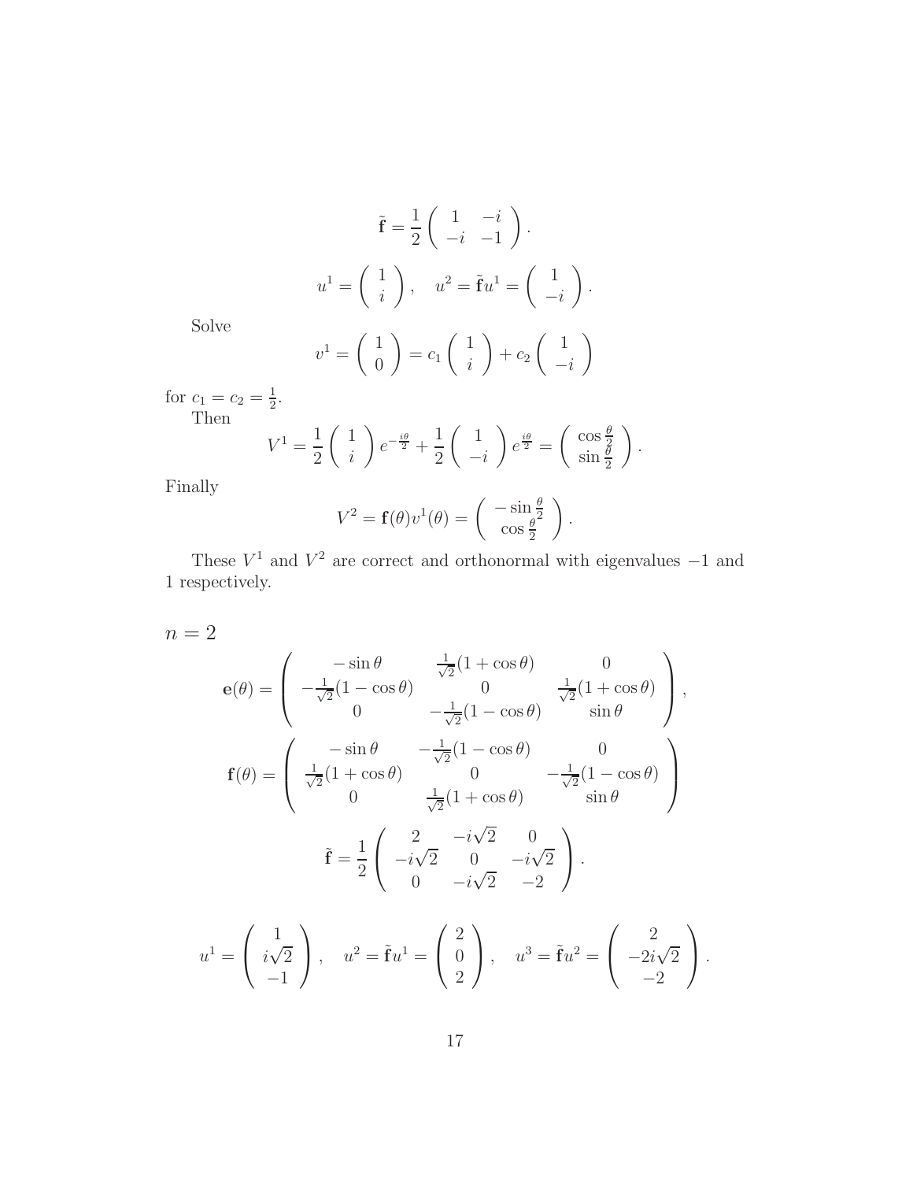$$\tilde{\mathbf{f}} = \frac{1}{2}\begin{pmatrix} 1 & -i \\ -i & -1 \end{pmatrix}.$$

$$u^1 = \begin{pmatrix} 1 \\ i \end{pmatrix}, \quad u^2 = \tilde{\mathbf{f}}u^1 = \begin{pmatrix} 1 \\ -i \end{pmatrix}.$$

Solve

$$v^1 = \begin{pmatrix} 1 \\ 0 \end{pmatrix} = c_1 \begin{pmatrix} 1 \\ i \end{pmatrix} + c_2 \begin{pmatrix} 1 \\ -i \end{pmatrix}$$

for $c_1 = c_2 = \frac{1}{2}$.

Then

$$V^1 = \frac{1}{2}\begin{pmatrix} 1 \\ i \end{pmatrix} e^{-\frac{i\theta}{2}} + \frac{1}{2}\begin{pmatrix} 1 \\ -i \end{pmatrix} e^{\frac{i\theta}{2}} = \begin{pmatrix} \cos\frac{\theta}{2} \\ \sin\frac{\theta}{2} \end{pmatrix}.$$

Finally

$$V^2 = \mathbf{f}(\theta)v^1(\theta) = \begin{pmatrix} -\sin\frac{\theta}{2} \\ \cos\frac{\theta}{2} \end{pmatrix}.$$

These $V^1$ and $V^2$ are correct and orthonormal with eigenvalues $-1$ and $1$ respectively.

$n = 2$

$$\mathbf{e}(\theta) = \begin{pmatrix} -\sin\theta & \frac{1}{\sqrt{2}}(1+\cos\theta) & 0 \\ -\frac{1}{\sqrt{2}}(1-\cos\theta) & 0 & \frac{1}{\sqrt{2}}(1+\cos\theta) \\ 0 & -\frac{1}{\sqrt{2}}(1-\cos\theta) & \sin\theta \end{pmatrix},$$

$$\mathbf{f}(\theta) = \begin{pmatrix} -\sin\theta & -\frac{1}{\sqrt{2}}(1-\cos\theta) & 0 \\ \frac{1}{\sqrt{2}}(1+\cos\theta) & 0 & -\frac{1}{\sqrt{2}}(1-\cos\theta) \\ 0 & \frac{1}{\sqrt{2}}(1+\cos\theta) & \sin\theta \end{pmatrix}$$

$$\tilde{\mathbf{f}} = \frac{1}{2}\begin{pmatrix} 2 & -i\sqrt{2} & 0 \\ -i\sqrt{2} & 0 & -i\sqrt{2} \\ 0 & -i\sqrt{2} & -2 \end{pmatrix}.$$

$$u^1 = \begin{pmatrix} 1 \\ i\sqrt{2} \\ -1 \end{pmatrix}, \quad u^2 = \tilde{\mathbf{f}}u^1 = \begin{pmatrix} 2 \\ 0 \\ 2 \end{pmatrix}, \quad u^3 = \tilde{\mathbf{f}}u^2 = \begin{pmatrix} 2 \\ -2i\sqrt{2} \\ -2 \end{pmatrix}.$$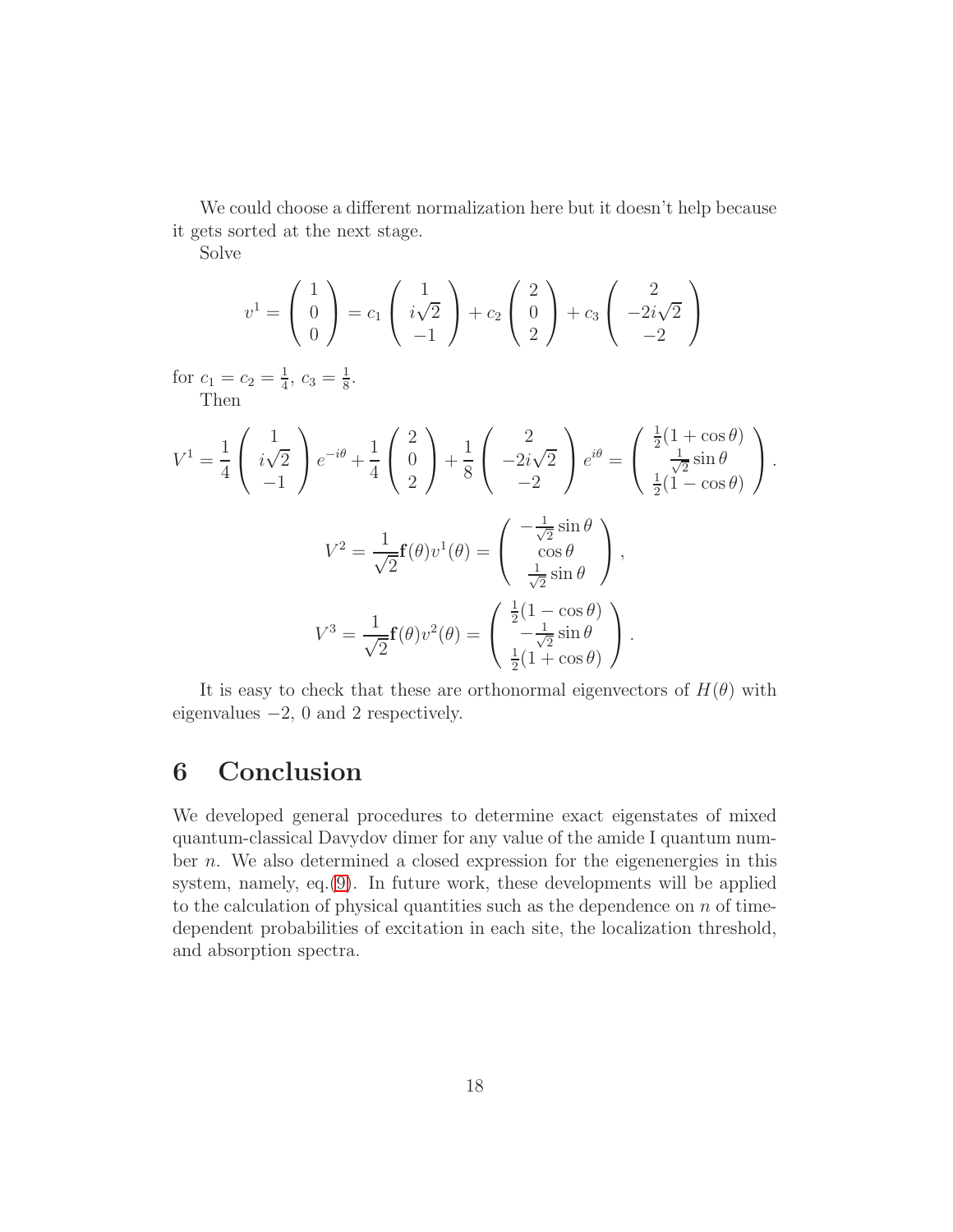We could choose a different normalization here but it doesn't help because it gets sorted at the next stage.

Solve

$$v^1 = \begin{pmatrix} 1 \\ 0 \\ 0 \end{pmatrix} = c_1 \begin{pmatrix} 1 \\ i\sqrt{2} \\ -1 \end{pmatrix} + c_2 \begin{pmatrix} 2 \\ 0 \\ 2 \end{pmatrix} + c_3 \begin{pmatrix} 2 \\ -2i\sqrt{2} \\ -2 \end{pmatrix}$$

for $c_1 = c_2 = \frac{1}{4}$, $c_3 = \frac{1}{8}$.

Then

$$V^1 = \frac{1}{4} \begin{pmatrix} 1 \\ i\sqrt{2} \\ -1 \end{pmatrix} e^{-i\theta} + \frac{1}{4} \begin{pmatrix} 2 \\ 0 \\ 2 \end{pmatrix} + \frac{1}{8} \begin{pmatrix} 2 \\ -2i\sqrt{2} \\ -2 \end{pmatrix} e^{i\theta} = \begin{pmatrix} \frac{1}{2}(1+\cos\theta) \\ \frac{1}{\sqrt{2}}\sin\theta \\ \frac{1}{2}(1-\cos\theta) \end{pmatrix}.$$

$$V^2 = \frac{1}{\sqrt{2}} \mathbf{f}(\theta) v^1(\theta) = \begin{pmatrix} -\frac{1}{\sqrt{2}}\sin\theta \\ \cos\theta \\ \frac{1}{\sqrt{2}}\sin\theta \end{pmatrix},$$

$$V^3 = \frac{1}{\sqrt{2}} \mathbf{f}(\theta) v^2(\theta) = \begin{pmatrix} \frac{1}{2}(1-\cos\theta) \\ -\frac{1}{\sqrt{2}}\sin\theta \\ \frac{1}{2}(1+\cos\theta) \end{pmatrix}.$$

It is easy to check that these are orthonormal eigenvectors of $H(\theta)$ with eigenvalues $-2$, $0$ and $2$ respectively.

# 6 Conclusion

We developed general procedures to determine exact eigenstates of mixed quantum-classical Davydov dimer for any value of the amide I quantum number $n$. We also determined a closed expression for the eigenenergies in this system, namely, eq.(9). In future work, these developments will be applied to the calculation of physical quantities such as the dependence on $n$ of time-dependent probabilities of excitation in each site, the localization threshold, and absorption spectra.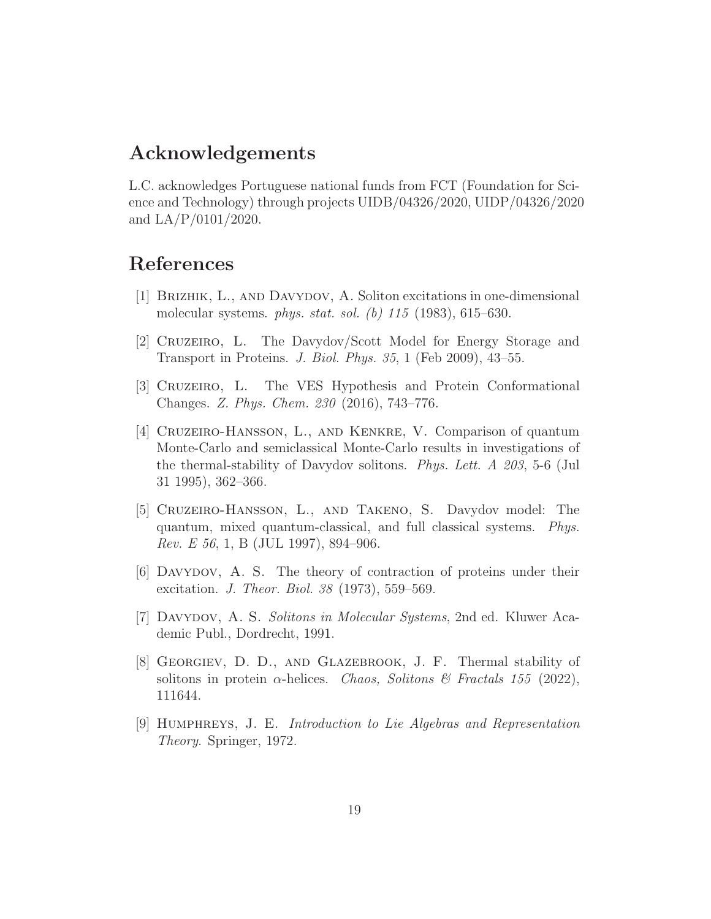## Acknowledgements

L.C. acknowledges Portuguese national funds from FCT (Foundation for Science and Technology) through projects UIDB/04326/2020, UIDP/04326/2020 and LA/P/0101/2020.

## References

[1] Brizhik, L., and Davydov, A. Soliton excitations in one-dimensional molecular systems. *phys. stat. sol. (b) 115* (1983), 615–630.

[2] Cruzeiro, L. The Davydov/Scott Model for Energy Storage and Transport in Proteins. *J. Biol. Phys. 35*, 1 (Feb 2009), 43–55.

[3] Cruzeiro, L. The VES Hypothesis and Protein Conformational Changes. *Z. Phys. Chem. 230* (2016), 743–776.

[4] Cruzeiro-Hansson, L., and Kenkre, V. Comparison of quantum Monte-Carlo and semiclassical Monte-Carlo results in investigations of the thermal-stability of Davydov solitons. *Phys. Lett. A 203*, 5-6 (Jul 31 1995), 362–366.

[5] Cruzeiro-Hansson, L., and Takeno, S. Davydov model: The quantum, mixed quantum-classical, and full classical systems. *Phys. Rev. E 56*, 1, B (JUL 1997), 894–906.

[6] Davydov, A. S. The theory of contraction of proteins under their excitation. *J. Theor. Biol. 38* (1973), 559–569.

[7] Davydov, A. S. *Solitons in Molecular Systems*, 2nd ed. Kluwer Academic Publ., Dordrecht, 1991.

[8] Georgiev, D. D., and Glazebrook, J. F. Thermal stability of solitons in protein $\alpha$-helices. *Chaos, Solitons & Fractals 155* (2022), 111644.

[9] Humphreys, J. E. *Introduction to Lie Algebras and Representation Theory*. Springer, 1972.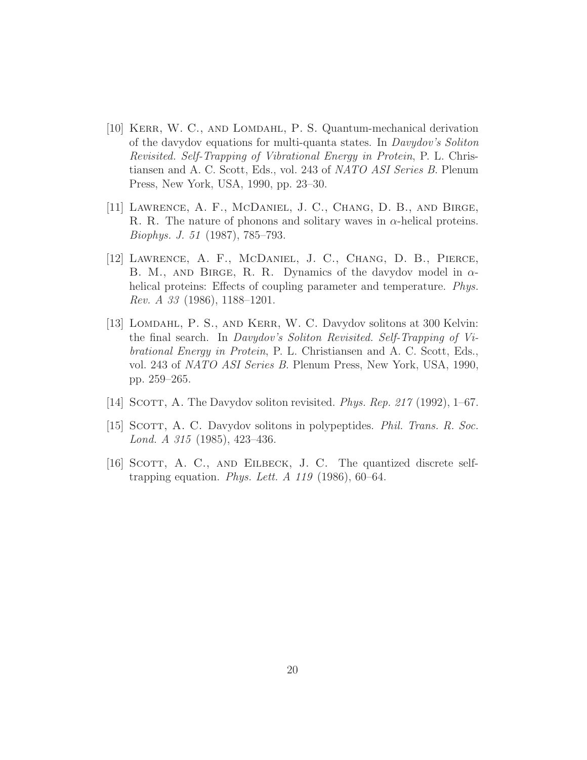[10] Kerr, W. C., and Lomdahl, P. S. Quantum-mechanical derivation of the davydov equations for multi-quanta states. In *Davydov's Soliton Revisited. Self-Trapping of Vibrational Energy in Protein*, P. L. Christiansen and A. C. Scott, Eds., vol. 243 of *NATO ASI Series B*. Plenum Press, New York, USA, 1990, pp. 23–30.

[11] Lawrence, A. F., McDaniel, J. C., Chang, D. B., and Birge, R. R. The nature of phonons and solitary waves in $\alpha$-helical proteins. *Biophys. J. 51* (1987), 785–793.

[12] Lawrence, A. F., McDaniel, J. C., Chang, D. B., Pierce, B. M., and Birge, R. R. Dynamics of the davydov model in $\alpha$-helical proteins: Effects of coupling parameter and temperature. *Phys. Rev. A 33* (1986), 1188–1201.

[13] Lomdahl, P. S., and Kerr, W. C. Davydov solitons at 300 Kelvin: the final search. In *Davydov's Soliton Revisited. Self-Trapping of Vibrational Energy in Protein*, P. L. Christiansen and A. C. Scott, Eds., vol. 243 of *NATO ASI Series B*. Plenum Press, New York, USA, 1990, pp. 259–265.

[14] Scott, A. The Davydov soliton revisited. *Phys. Rep. 217* (1992), 1–67.

[15] Scott, A. C. Davydov solitons in polypeptides. *Phil. Trans. R. Soc. Lond. A 315* (1985), 423–436.

[16] Scott, A. C., and Eilbeck, J. C. The quantized discrete self-trapping equation. *Phys. Lett. A 119* (1986), 60–64.